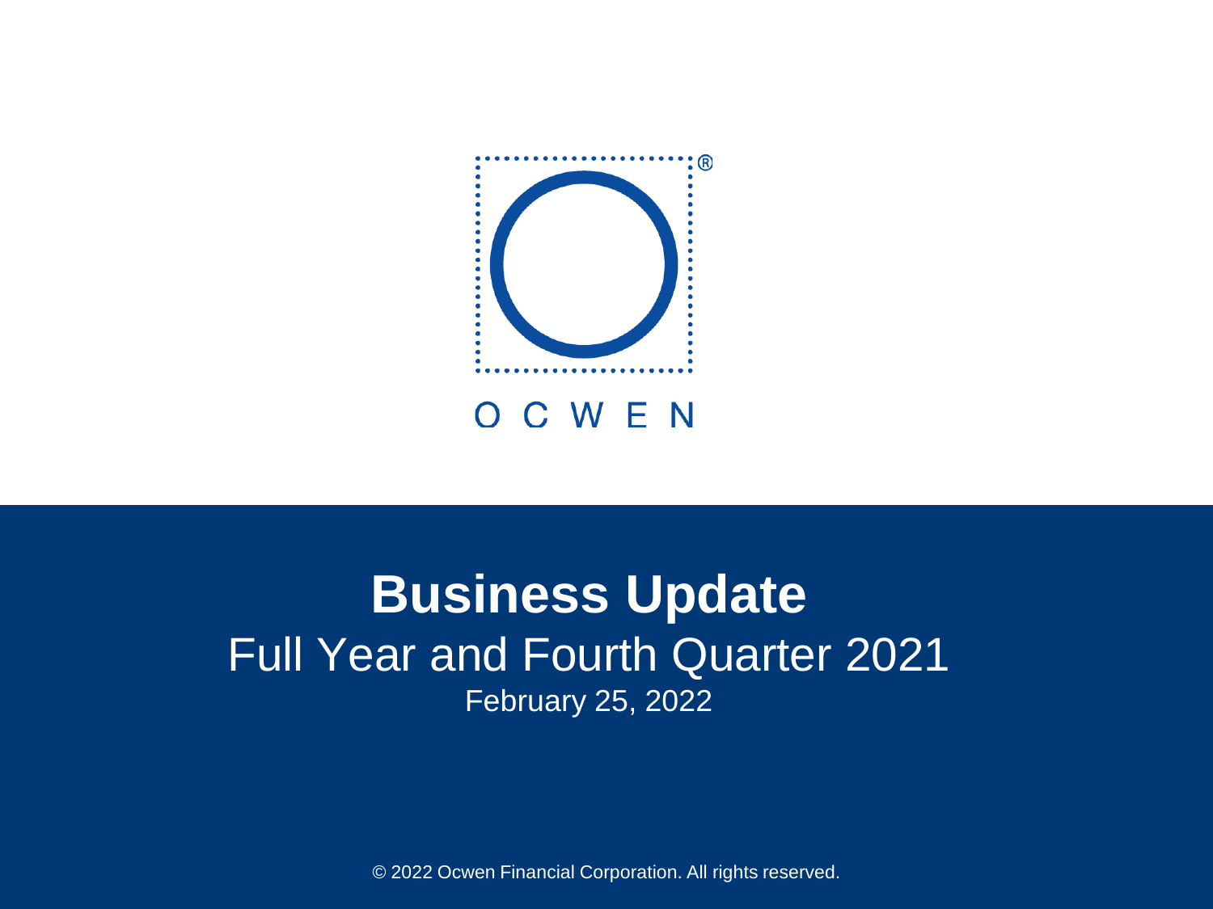OCWEN

# Business Update

## Full Year and Fourth Quarter 2021

February 25, 2022

© 2022 Ocwen Financial Corporation. All rights reserved.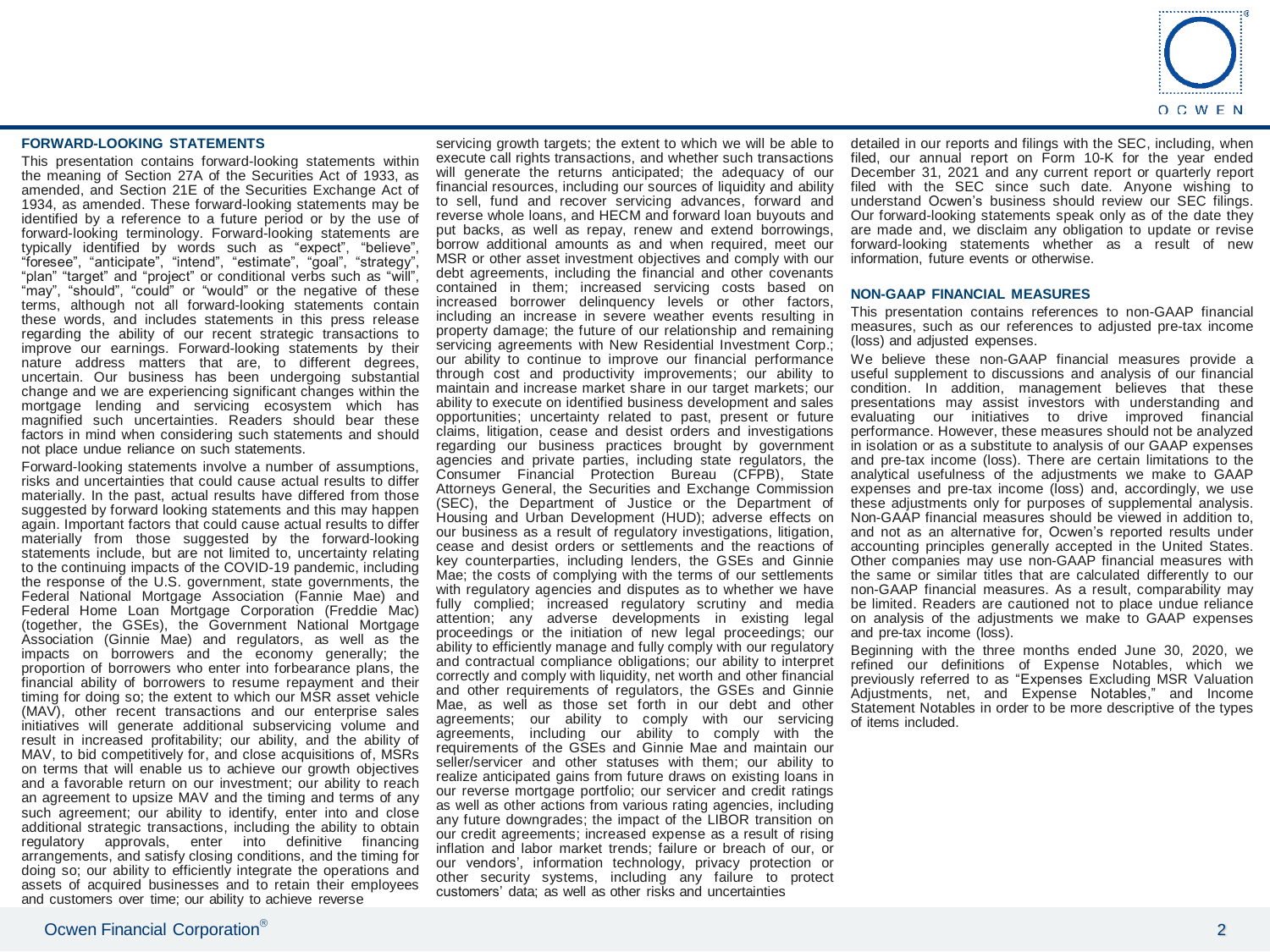## FORWARD-LOOKING STATEMENTS

This presentation contains forward-looking statements within the meaning of Section 27A of the Securities Act of 1933, as amended, and Section 21E of the Securities Exchange Act of 1934, as amended. These forward-looking statements may be identified by a reference to a future period or by the use of forward-looking terminology. Forward-looking statements are typically identified by words such as "expect", "believe", "foresee", "anticipate", "intend", "estimate", "goal", "strategy", "plan" "target" and "project" or conditional verbs such as "will", "may", "should", "could" or "would" or the negative of these terms, although not all forward-looking statements contain these words, and includes statements in this press release regarding the ability of our recent strategic transactions to improve our earnings. Forward-looking statements by their nature address matters that are, to different degrees, uncertain. Our business has been undergoing substantial change and we are experiencing significant changes within the mortgage lending and servicing ecosystem which has magnified such uncertainties. Readers should bear these factors in mind when considering such statements and should not place undue reliance on such statements.

Forward-looking statements involve a number of assumptions, risks and uncertainties that could cause actual results to differ materially. In the past, actual results have differed from those suggested by forward looking statements and this may happen again. Important factors that could cause actual results to differ materially from those suggested by the forward-looking statements include, but are not limited to, uncertainty relating to the continuing impacts of the COVID-19 pandemic, including the response of the U.S. government, state governments, the Federal National Mortgage Association (Fannie Mae) and Federal Home Loan Mortgage Corporation (Freddie Mac) (together, the GSEs), the Government National Mortgage Association (Ginnie Mae) and regulators, as well as the impacts on borrowers and the economy generally; the proportion of borrowers who enter into forbearance plans, the financial ability of borrowers to resume repayment and their timing for doing so; the extent to which our MSR asset vehicle (MAV), other recent transactions and our enterprise sales initiatives will generate additional subservicing volume and result in increased profitability; our ability, and the ability of MAV, to bid competitively for, and close acquisitions of, MSRs on terms that will enable us to achieve our growth objectives and a favorable return on our investment; our ability to reach an agreement to upsize MAV and the timing and terms of any such agreement; our ability to identify, enter into and close additional strategic transactions, including the ability to obtain regulatory approvals, enter into definitive financing arrangements, and satisfy closing conditions, and the timing for doing so; our ability to efficiently integrate the operations and assets of acquired businesses and to retain their employees and customers over time; our ability to achieve reverse servicing growth targets; the extent to which we will be able to execute call rights transactions, and whether such transactions will generate the returns anticipated; the adequacy of our financial resources, including our sources of liquidity and ability to sell, fund and recover servicing advances, forward and reverse whole loans, and HECM and forward loan buyouts and put backs, as well as repay, renew and extend borrowings, borrow additional amounts as and when required, meet our MSR or other asset investment objectives and comply with our debt agreements, including the financial and other covenants contained in them; increased servicing costs based on increased borrower delinquency levels or other factors, including an increase in severe weather events resulting in property damage; the future of our relationship and remaining servicing agreements with New Residential Investment Corp.; our ability to continue to improve our financial performance through cost and productivity improvements; our ability to maintain and increase market share in our target markets; our ability to execute on identified business development and sales opportunities; uncertainty related to past, present or future claims, litigation, cease and desist orders and investigations regarding our business practices brought by government agencies and private parties, including state regulators, the Consumer Financial Protection Bureau (CFPB), State Attorneys General, the Securities and Exchange Commission (SEC), the Department of Justice or the Department of Housing and Urban Development (HUD); adverse effects on our business as a result of regulatory investigations, litigation, cease and desist orders or settlements and the reactions of key counterparties, including lenders, the GSEs and Ginnie Mae; the costs of complying with the terms of our settlements with regulatory agencies and disputes as to whether we have fully complied; increased regulatory scrutiny and media attention; any adverse developments in existing legal proceedings or the initiation of new legal proceedings; our ability to efficiently manage and fully comply with our regulatory and contractual compliance obligations; our ability to interpret correctly and comply with liquidity, net worth and other financial and other requirements of regulators, the GSEs and Ginnie Mae, as well as those set forth in our debt and other agreements; our ability to comply with our servicing agreements, including our ability to comply with the requirements of the GSEs and Ginnie Mae and maintain our seller/servicer and other statuses with them; our ability to realize anticipated gains from future draws on existing loans in our reverse mortgage portfolio; our servicer and credit ratings as well as other actions from various rating agencies, including any future downgrades; the impact of the LIBOR transition on our credit agreements; increased expense as a result of rising inflation and labor market trends; failure or breach of our, or our vendors', information technology, privacy protection or other security systems, including any failure to protect customers' data; as well as other risks and uncertainties detailed in our reports and filings with the SEC, including, when filed, our annual report on Form 10-K for the year ended December 31, 2021 and any current report or quarterly report filed with the SEC since such date. Anyone wishing to understand Ocwen's business should review our SEC filings. Our forward-looking statements speak only as of the date they are made and, we disclaim any obligation to update or revise forward-looking statements whether as a result of new information, future events or otherwise.

## NON-GAAP FINANCIAL MEASURES

This presentation contains references to non-GAAP financial measures, such as our references to adjusted pre-tax income (loss) and adjusted expenses.

We believe these non-GAAP financial measures provide a useful supplement to discussions and analysis of our financial condition. In addition, management believes that these presentations may assist investors with understanding and evaluating our initiatives to drive improved financial performance. However, these measures should not be analyzed in isolation or as a substitute to analysis of our GAAP expenses and pre-tax income (loss). There are certain limitations to the analytical usefulness of the adjustments we make to GAAP expenses and pre-tax income (loss) and, accordingly, we use these adjustments only for purposes of supplemental analysis. Non-GAAP financial measures should be viewed in addition to, and not as an alternative for, Ocwen's reported results under accounting principles generally accepted in the United States. Other companies may use non-GAAP financial measures with the same or similar titles that are calculated differently to our non-GAAP financial measures. As a result, comparability may be limited. Readers are cautioned not to place undue reliance on analysis of the adjustments we make to GAAP expenses and pre-tax income (loss).

Beginning with the three months ended June 30, 2020, we refined our definitions of Expense Notables, which we previously referred to as "Expenses Excluding MSR Valuation Adjustments, net, and Expense Notables," and Income Statement Notables in order to be more descriptive of the types of items included.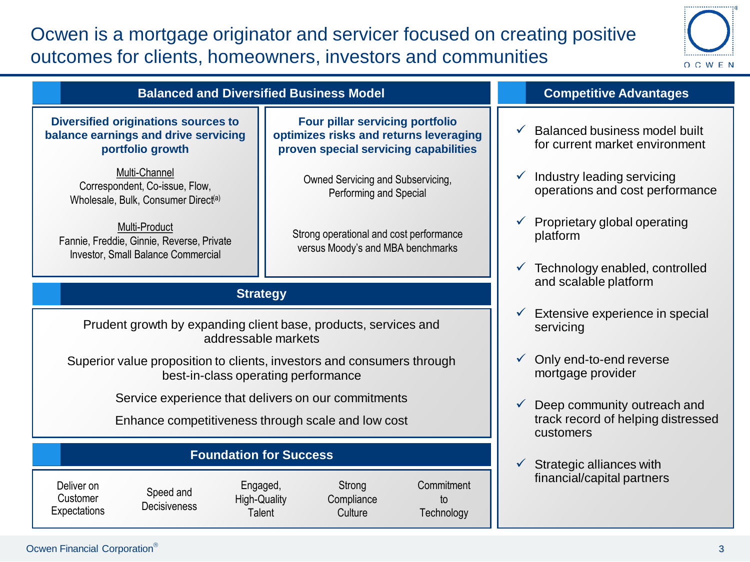# Ocwen is a mortgage originator and servicer focused on creating positive outcomes for clients, homeowners, investors and communities

## Balanced and Diversified Business Model

**Diversified originations sources to balance earnings and drive servicing portfolio growth**

Multi-Channel
Correspondent, Co-issue, Flow, Wholesale, Bulk, Consumer Direct[a]

Multi-Product
Fannie, Freddie, Ginnie, Reverse, Private Investor, Small Balance Commercial

**Four pillar servicing portfolio optimizes risks and returns leveraging proven special servicing capabilities**

Owned Servicing and Subservicing, Performing and Special

Strong operational and cost performance versus Moody's and MBA benchmarks

## Strategy

Prudent growth by expanding client base, products, services and addressable markets

Superior value proposition to clients, investors and consumers through best-in-class operating performance

Service experience that delivers on our commitments

Enhance competitiveness through scale and low cost

## Foundation for Success

| Deliver on Customer Expectations | Speed and Decisiveness | Engaged, High-Quality Talent | Strong Compliance Culture | Commitment to Technology |
|---|---|---|---|---|

## Competitive Advantages

- ✓ Balanced business model built for current market environment
- ✓ Industry leading servicing operations and cost performance
- ✓ Proprietary global operating platform
- ✓ Technology enabled, controlled and scalable platform
- ✓ Extensive experience in special servicing
- ✓ Only end-to-end reverse mortgage provider
- ✓ Deep community outreach and track record of helping distressed customers
- ✓ Strategic alliances with financial/capital partners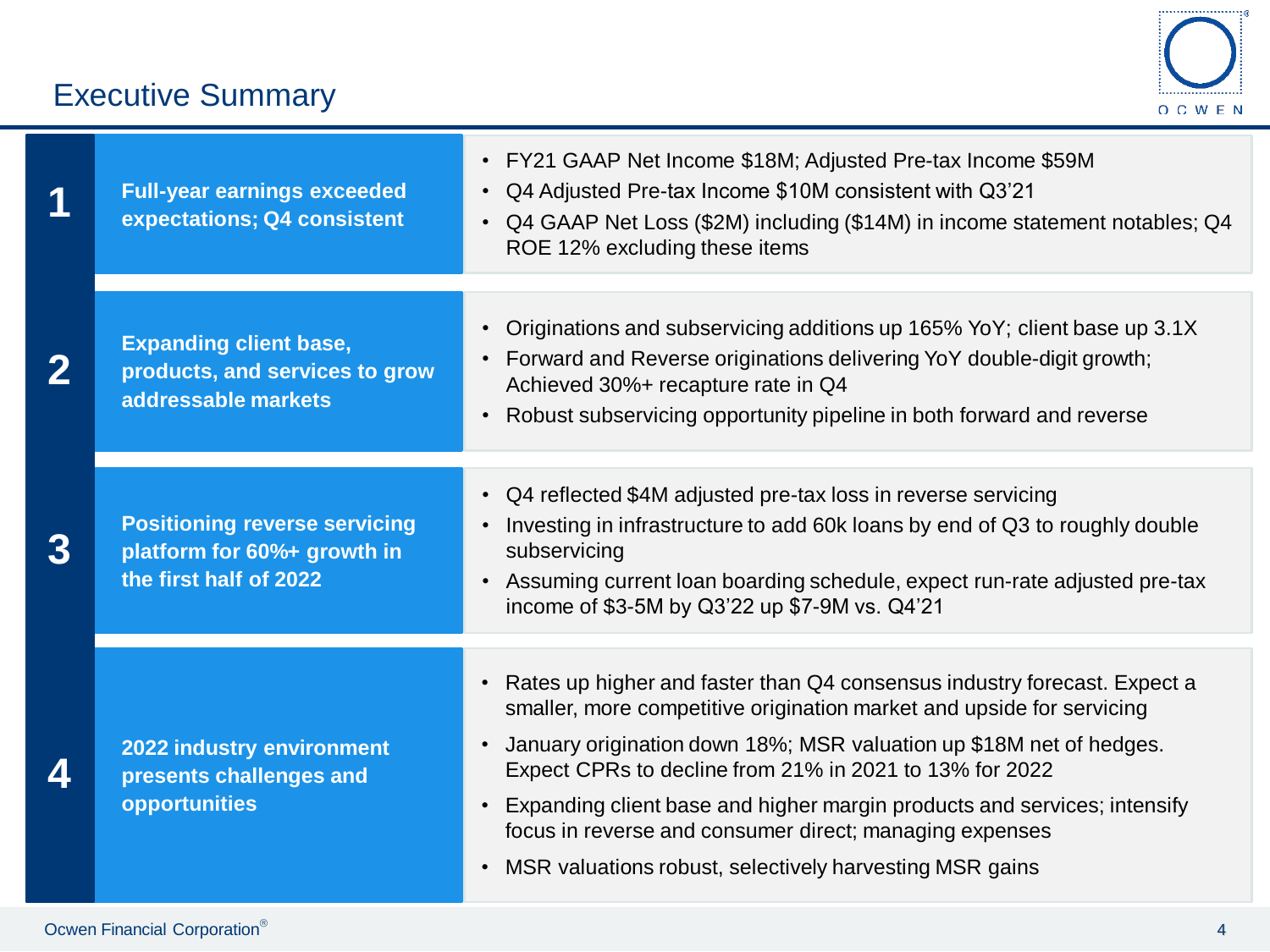# Executive Summary

## 1. Full-year earnings exceeded expectations; Q4 consistent

- FY21 GAAP Net Income $18M; Adjusted Pre-tax Income $59M
- Q4 Adjusted Pre-tax Income $10M consistent with Q3’21
- Q4 GAAP Net Loss ($2M) including ($14M) in income statement notables; Q4 ROE 12% excluding these items

## 2. Expanding client base, products, and services to grow addressable markets

- Originations and subservicing additions up 165% YoY; client base up 3.1X
- Forward and Reverse originations delivering YoY double-digit growth; Achieved 30%+ recapture rate in Q4
- Robust subservicing opportunity pipeline in both forward and reverse

## 3. Positioning reverse servicing platform for 60%+ growth in the first half of 2022

- Q4 reflected $4M adjusted pre-tax loss in reverse servicing
- Investing in infrastructure to add 60k loans by end of Q3 to roughly double subservicing
- Assuming current loan boarding schedule, expect run-rate adjusted pre-tax income of $3-5M by Q3’22 up $7-9M vs. Q4’21

## 4. 2022 industry environment presents challenges and opportunities

- Rates up higher and faster than Q4 consensus industry forecast. Expect a smaller, more competitive origination market and upside for servicing
- January origination down 18%; MSR valuation up $18M net of hedges. Expect CPRs to decline from 21% in 2021 to 13% for 2022
- Expanding client base and higher margin products and services; intensify focus in reverse and consumer direct; managing expenses
- MSR valuations robust, selectively harvesting MSR gains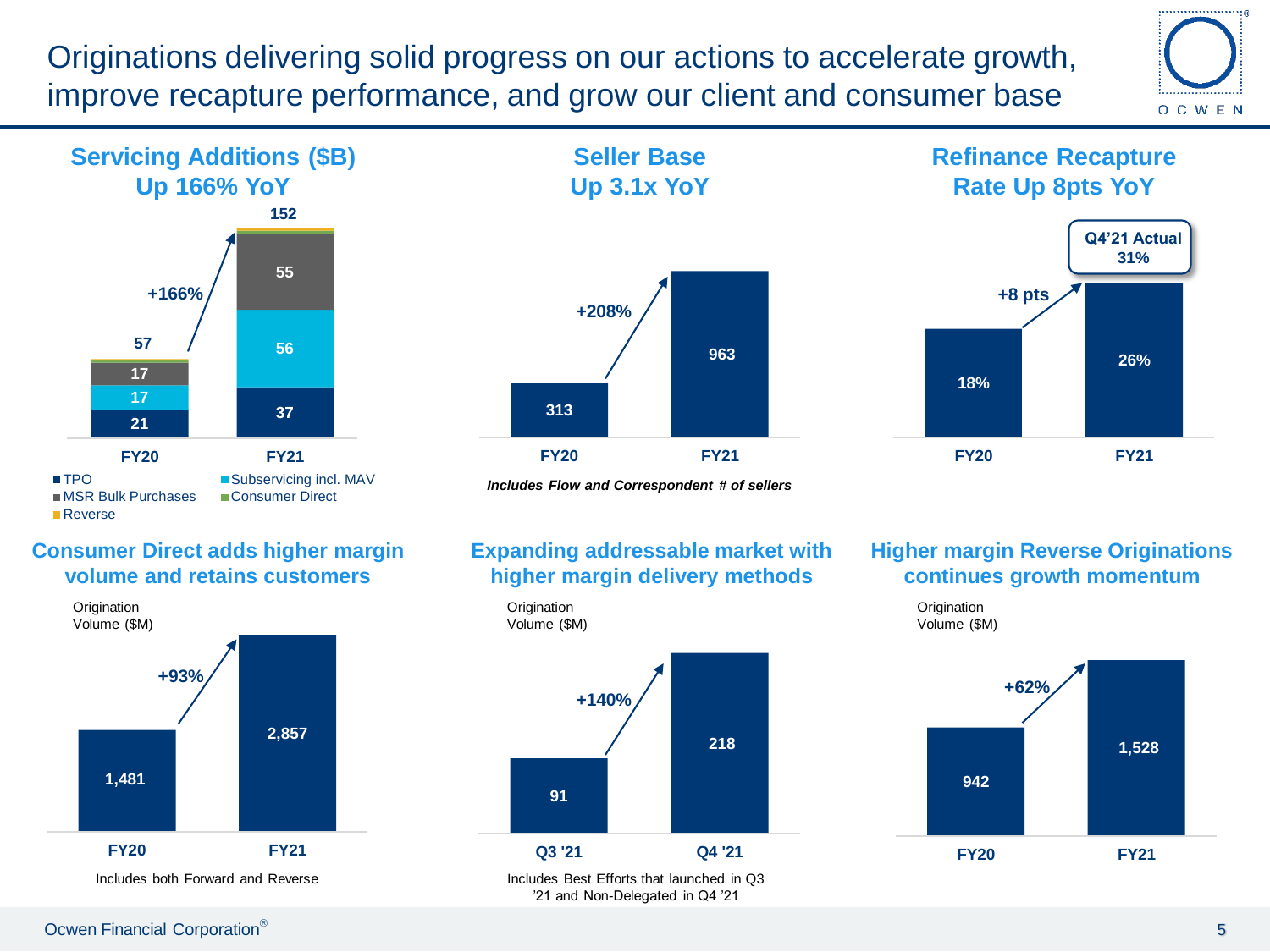# Originations delivering solid progress on our actions to accelerate growth, improve recapture performance, and grow our client and consumer base

## Servicing Additions ($B) Up 166% YoY

| | FY20 | FY21 |
|---|---|---|
| TPO | 21 | 37 |
| Subservicing incl. MAV | 17 | 56 |
| MSR Bulk Purchases | 17 | 55 |
| Consumer Direct | | |
| Reverse | | |
| **Total** | **57** | **152** |

+166%

## Seller Base Up 3.1x YoY

| FY20 | FY21 |
|---|---|
| 313 | 963 |

+208%

*Includes Flow and Correspondent # of sellers*

## Refinance Recapture Rate Up 8pts YoY

| FY20 | FY21 |
|---|---|
| 18% | 26% |

+8 pts

Q4'21 Actual 31%

## Consumer Direct adds higher margin volume and retains customers

Origination Volume ($M)

| FY20 | FY21 |
|---|---|
| 1,481 | 2,857 |

+93%

Includes both Forward and Reverse

## Expanding addressable market with higher margin delivery methods

Origination Volume ($M)

| Q3 '21 | Q4 '21 |
|---|---|
| 91 | 218 |

+140%

Includes Best Efforts that launched in Q3 '21 and Non-Delegated in Q4 '21

## Higher margin Reverse Originations continues growth momentum

Origination Volume ($M)

| FY20 | FY21 |
|---|---|
| 942 | 1,528 |

+62%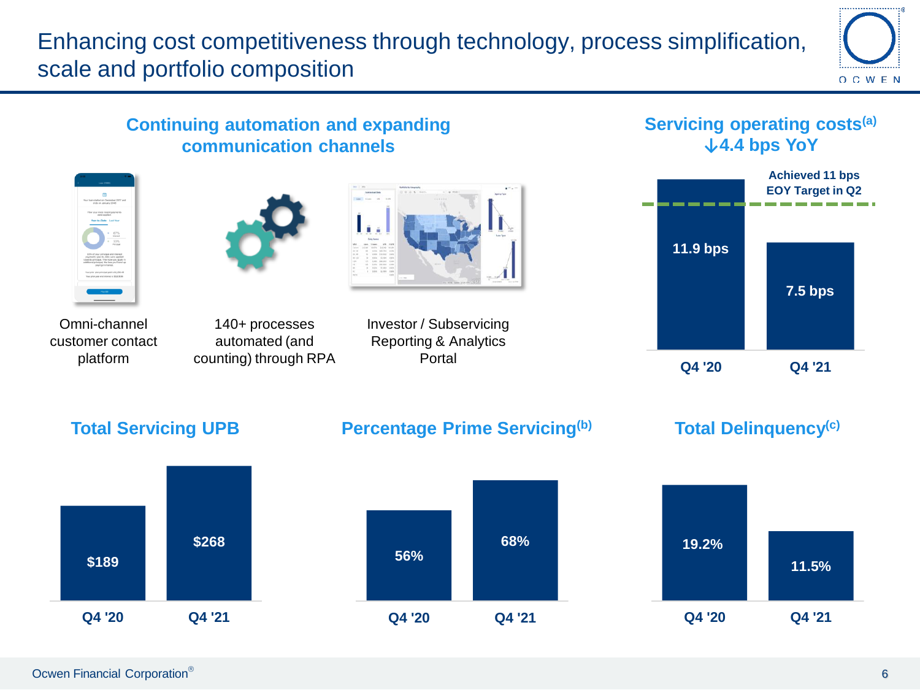# Enhancing cost competitiveness through technology, process simplification, scale and portfolio composition

## Continuing automation and expanding communication channels

- Omni-channel customer contact platform
- 140+ processes automated (and counting) through RPA
- Investor / Subservicing Reporting & Analytics Portal

## Servicing operating costs[a] ↓4.4 bps YoY

Achieved 11 bps EOY Target in Q2

| | Q4 '20 | Q4 '21 |
|---|---|---|
| Servicing operating costs | 11.9 bps | 7.5 bps |

## Total Servicing UPB

| Q4 '20 | Q4 '21 |
|---|---|
| $189 | $268 |

## Percentage Prime Servicing[b]

| Q4 '20 | Q4 '21 |
|---|---|
| 56% | 68% |

## Total Delinquency[c]

| Q4 '20 | Q4 '21 |
|---|---|
| 19.2% | 11.5% |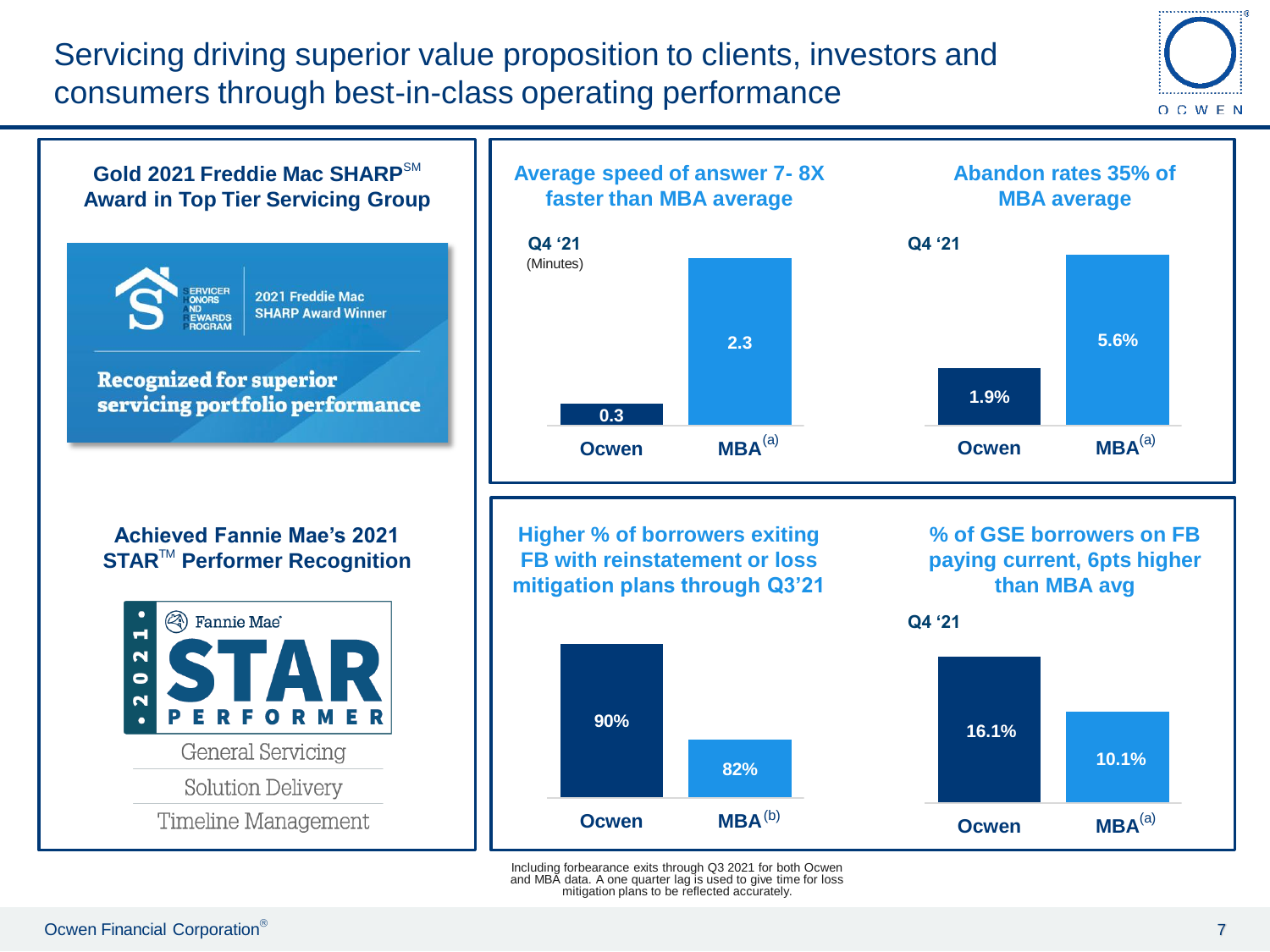# Servicing driving superior value proposition to clients, investors and consumers through best-in-class operating performance

**Gold 2021 Freddie Mac SHARP[SM] Award in Top Tier Servicing Group**

SERVICER HONORS AND REWARDS PROGRAM

2021 Freddie Mac SHARP Award Winner

**Recognized for superior servicing portfolio performance**

**Achieved Fannie Mae's 2021 STAR[TM] Performer Recognition**

Fannie Mae 2021 STAR PERFORMER

- General Servicing
- Solution Delivery
- Timeline Management

## Average speed of answer 7- 8X faster than MBA average

Q4 '21 (Minutes)

| | Ocwen | MBA[(a)] |
|---|---|---|
| Average speed of answer | 0.3 | 2.3 |

## Abandon rates 35% of MBA average

Q4 '21

| | Ocwen | MBA[(a)] |
|---|---|---|
| Abandon rate | 1.9% | 5.6% |

## Higher % of borrowers exiting FB with reinstatement or loss mitigation plans through Q3'21

| | Ocwen | MBA[(b)] |
|---|---|---|
| % of borrowers exiting FB with reinstatement or loss mitigation plans | 90% | 82% |

Including forbearance exits through Q3 2021 for both Ocwen and MBA data. A one quarter lag is used to give time for loss mitigation plans to be reflected accurately.

## % of GSE borrowers on FB paying current, 6pts higher than MBA avg

Q4 '21

| | Ocwen | MBA[(a)] |
|---|---|---|
| % of GSE borrowers on FB paying current | 16.1% | 10.1% |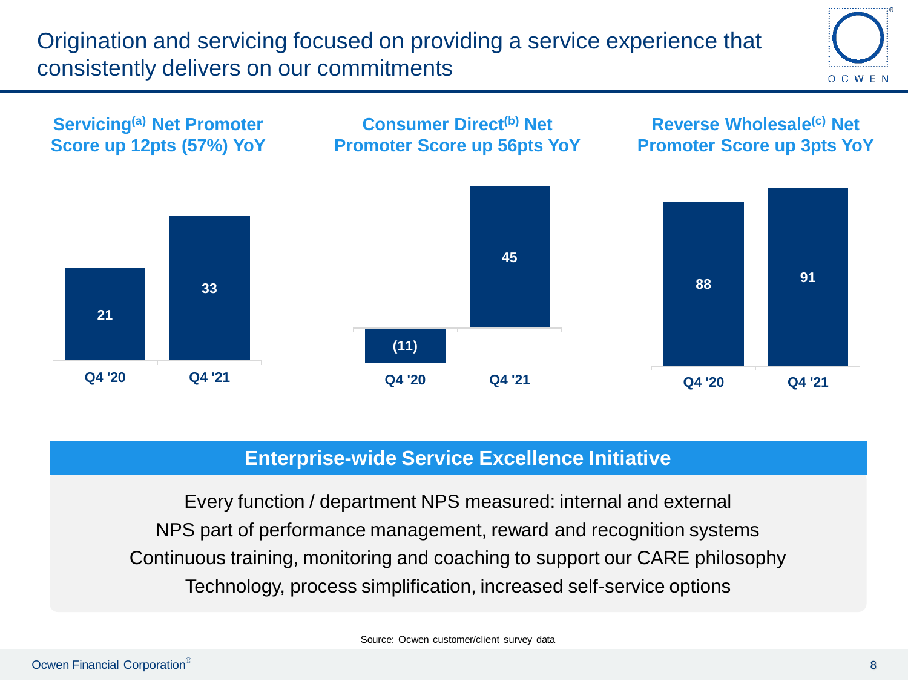# Origination and servicing focused on providing a service experience that consistently delivers on our commitments

### Servicing[a] Net Promoter Score up 12pts (57%) YoY

| | Q4 '20 | Q4 '21 |
|---|---|---|
| Servicing NPS | 21 | 33 |

### Consumer Direct[b] Net Promoter Score up 56pts YoY

| | Q4 '20 | Q4 '21 |
|---|---|---|
| Consumer Direct NPS | (11) | 45 |

### Reverse Wholesale[c] Net Promoter Score up 3pts YoY

| | Q4 '20 | Q4 '21 |
|---|---|---|
| Reverse Wholesale NPS | 88 | 91 |

## Enterprise-wide Service Excellence Initiative

Every function / department NPS measured: internal and external

NPS part of performance management, reward and recognition systems

Continuous training, monitoring and coaching to support our CARE philosophy

Technology, process simplification, increased self-service options

Source: Ocwen customer/client survey data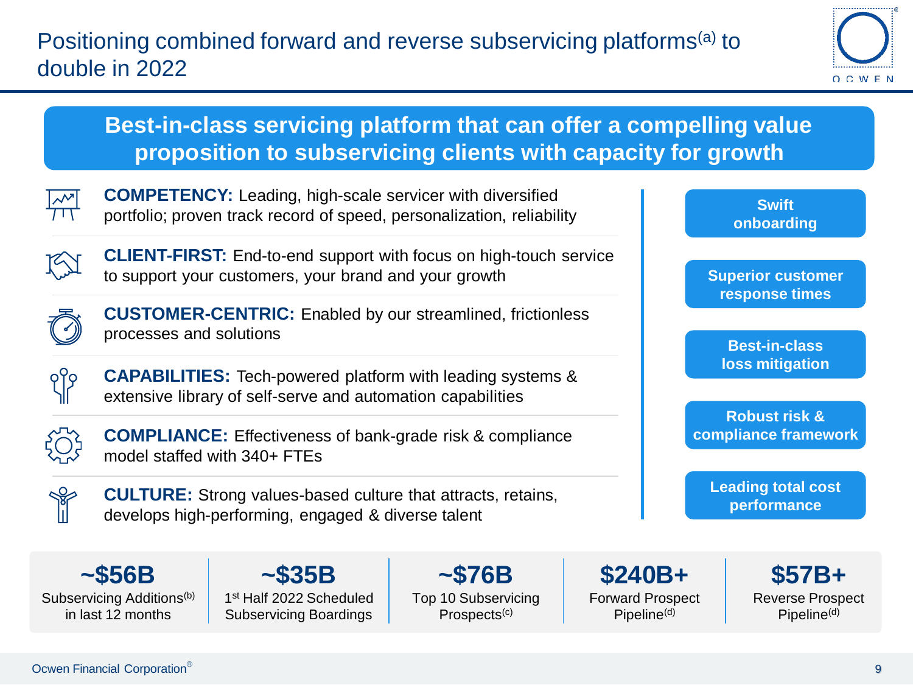# Positioning combined forward and reverse subservicing platforms[a] to double in 2022

## Best-in-class servicing platform that can offer a compelling value proposition to subservicing clients with capacity for growth

- **COMPETENCY:** Leading, high-scale servicer with diversified portfolio; proven track record of speed, personalization, reliability
- **CLIENT-FIRST:** End-to-end support with focus on high-touch service to support your customers, your brand and your growth
- **CUSTOMER-CENTRIC:** Enabled by our streamlined, frictionless processes and solutions
- **CAPABILITIES:** Tech-powered platform with leading systems & extensive library of self-serve and automation capabilities
- **COMPLIANCE:** Effectiveness of bank-grade risk & compliance model staffed with 340+ FTEs
- **CULTURE:** Strong values-based culture that attracts, retains, develops high-performing, engaged & diverse talent

**Swift onboarding**

**Superior customer response times**

**Best-in-class loss mitigation**

**Robust risk & compliance framework**

**Leading total cost performance**

| ~$56B | ~$35B | ~$76B | $240B+ | $57B+ |
|---|---|---|---|---|
| Subservicing Additions[b] in last 12 months | 1st Half 2022 Scheduled Subservicing Boardings | Top 10 Subservicing Prospects[c] | Forward Prospect Pipeline[d] | Reverse Prospect Pipeline[d] |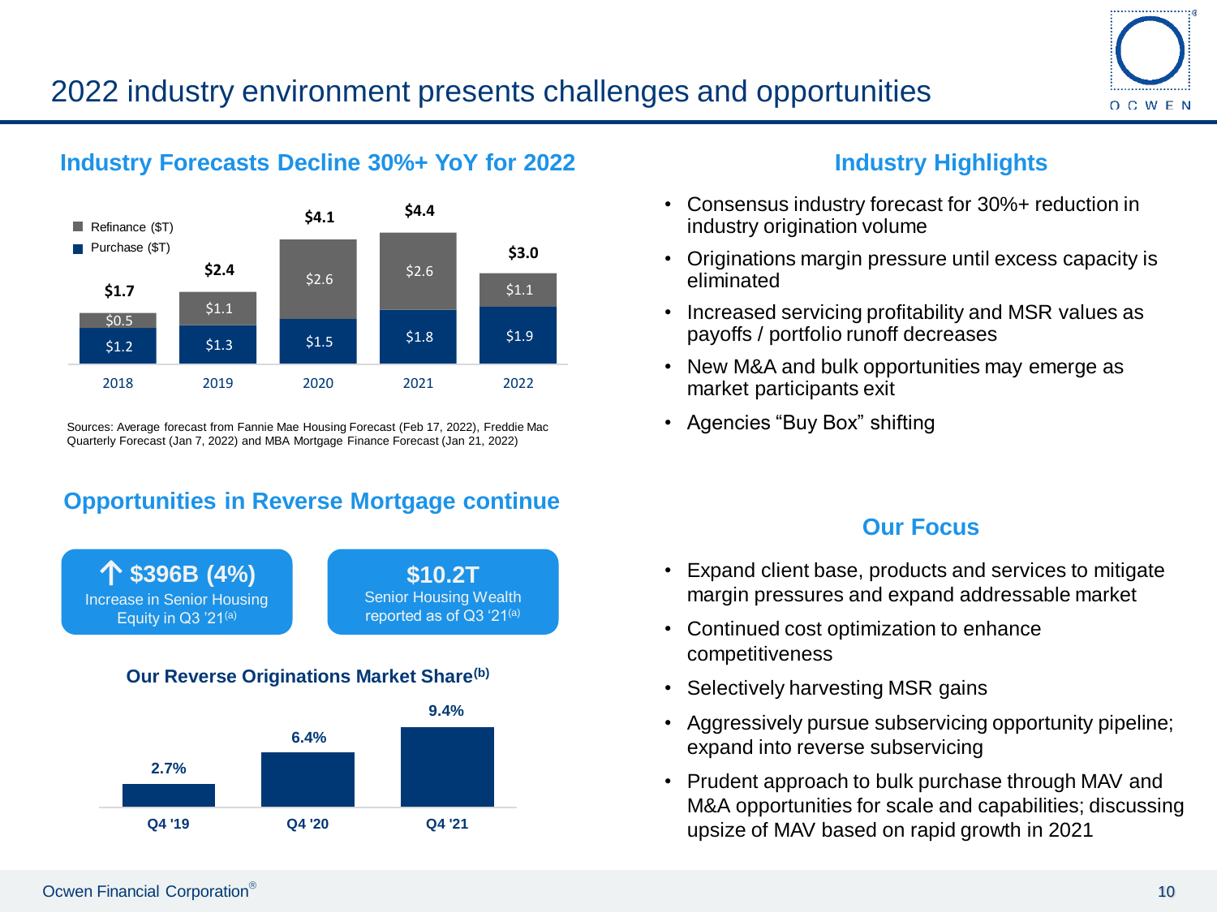# 2022 industry environment presents challenges and opportunities

## Industry Forecasts Decline 30%+ YoY for 2022

| | 2018 | 2019 | 2020 | 2021 | 2022 |
|---|---|---|---|---|---|
| Refinance ($T) | $0.5 | $1.1 | $2.6 | $2.6 | $1.1 |
| Purchase ($T) | $1.2 | $1.3 | $1.5 | $1.8 | $1.9 |
| Total | $1.7 | $2.4 | $4.1 | $4.4 | $3.0 |

Sources: Average forecast from Fannie Mae Housing Forecast (Feb 17, 2022), Freddie Mac Quarterly Forecast (Jan 7, 2022) and MBA Mortgage Finance Forecast (Jan 21, 2022)

## Industry Highlights

- Consensus industry forecast for 30%+ reduction in industry origination volume
- Originations margin pressure until excess capacity is eliminated
- Increased servicing profitability and MSR values as payoffs / portfolio runoff decreases
- New M&A and bulk opportunities may emerge as market participants exit
- Agencies "Buy Box" shifting

## Opportunities in Reverse Mortgage continue

**↑ $396B (4%)** Increase in Senior Housing Equity in Q3 '21[(a)]

**$10.2T** Senior Housing Wealth reported as of Q3 '21[(a)]

### Our Reverse Originations Market Share[(b)]

| Q4 '19 | Q4 '20 | Q4 '21 |
|---|---|---|
| 2.7% | 6.4% | 9.4% |

## Our Focus

- Expand client base, products and services to mitigate margin pressures and expand addressable market
- Continued cost optimization to enhance competitiveness
- Selectively harvesting MSR gains
- Aggressively pursue subservicing opportunity pipeline; expand into reverse subservicing
- Prudent approach to bulk purchase through MAV and M&A opportunities for scale and capabilities; discussing upsize of MAV based on rapid growth in 2021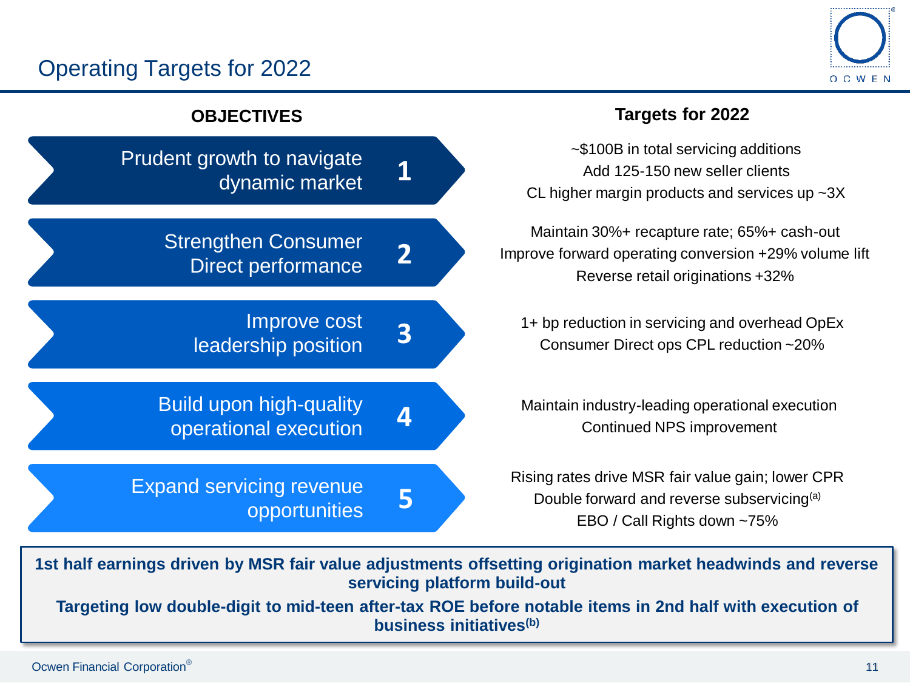# Operating Targets for 2022

| OBJECTIVES | | Targets for 2022 |
|---|---|---|
| Prudent growth to navigate dynamic market | 1 | ~$100B in total servicing additions<br>Add 125-150 new seller clients<br>CL higher margin products and services up ~3X |
| Strengthen Consumer Direct performance | 2 | Maintain 30%+ recapture rate; 65%+ cash-out<br>Improve forward operating conversion +29% volume lift<br>Reverse retail originations +32% |
| Improve cost leadership position | 3 | 1+ bp reduction in servicing and overhead OpEx<br>Consumer Direct ops CPL reduction ~20% |
| Build upon high-quality operational execution | 4 | Maintain industry-leading operational execution<br>Continued NPS improvement |
| Expand servicing revenue opportunities | 5 | Rising rates drive MSR fair value gain; lower CPR<br>Double forward and reverse subservicing[(a)]<br>EBO / Call Rights down ~75% |

**1st half earnings driven by MSR fair value adjustments offsetting origination market headwinds and reverse servicing platform build-out**

**Targeting low double-digit to mid-teen after-tax ROE before notable items in 2nd half with execution of business initiatives[(b)]**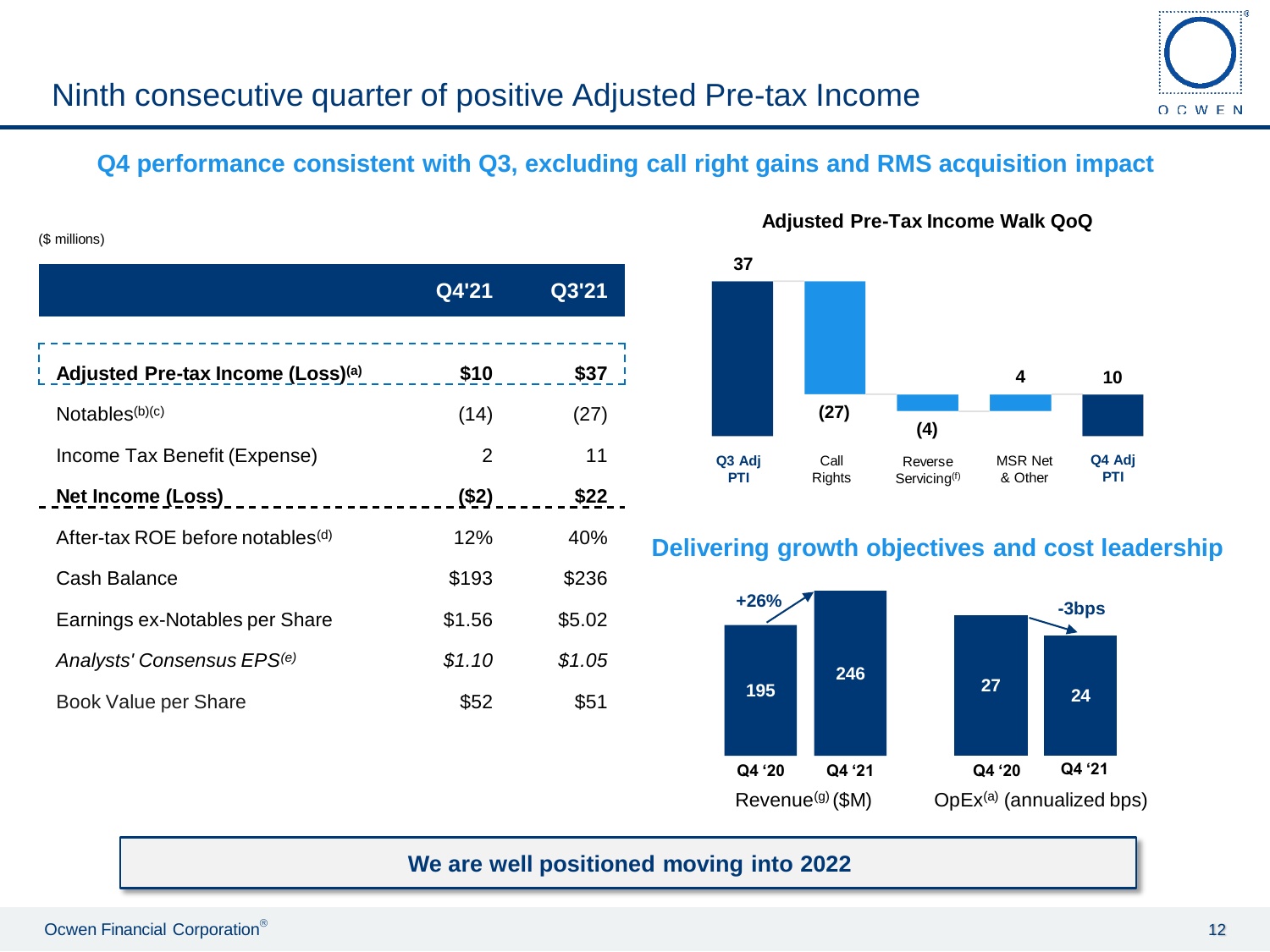# Ninth consecutive quarter of positive Adjusted Pre-tax Income

## Q4 performance consistent with Q3, excluding call right gains and RMS acquisition impact

($ millions)

| | Q4'21 | Q3'21 |
|---|---|---|
| **Adjusted Pre-tax Income (Loss)[(a)]** | **$10** | **$37** |
| Notables[(b)(c)] | (14) | (27) |
| Income Tax Benefit (Expense) | 2 | 11 |
| **Net Income (Loss)** | **($2)** | **$22** |
| After-tax ROE before notables[(d)] | 12% | 40% |
| Cash Balance | $193 | $236 |
| Earnings ex-Notables per Share | $1.56 | $5.02 |
| *Analysts' Consensus EPS[(e)]* | *$1.10* | *$1.05* |
| Book Value per Share | $52 | $51 |

**Adjusted Pre-Tax Income Walk QoQ**

| Q3 Adj PTI | Call Rights | Reverse Servicing[(f)] | MSR Net & Other | Q4 Adj PTI |
|---|---|---|---|---|
| 37 | (27) | (4) | 4 | 10 |

## Delivering growth objectives and cost leadership

Revenue[(g)] ($M): Q4 '20: 195; Q4 '21: 246 (+26%)

OpEx[(a)] (annualized bps): Q4 '20: 27; Q4 '21: 24 (-3bps)

**We are well positioned moving into 2022**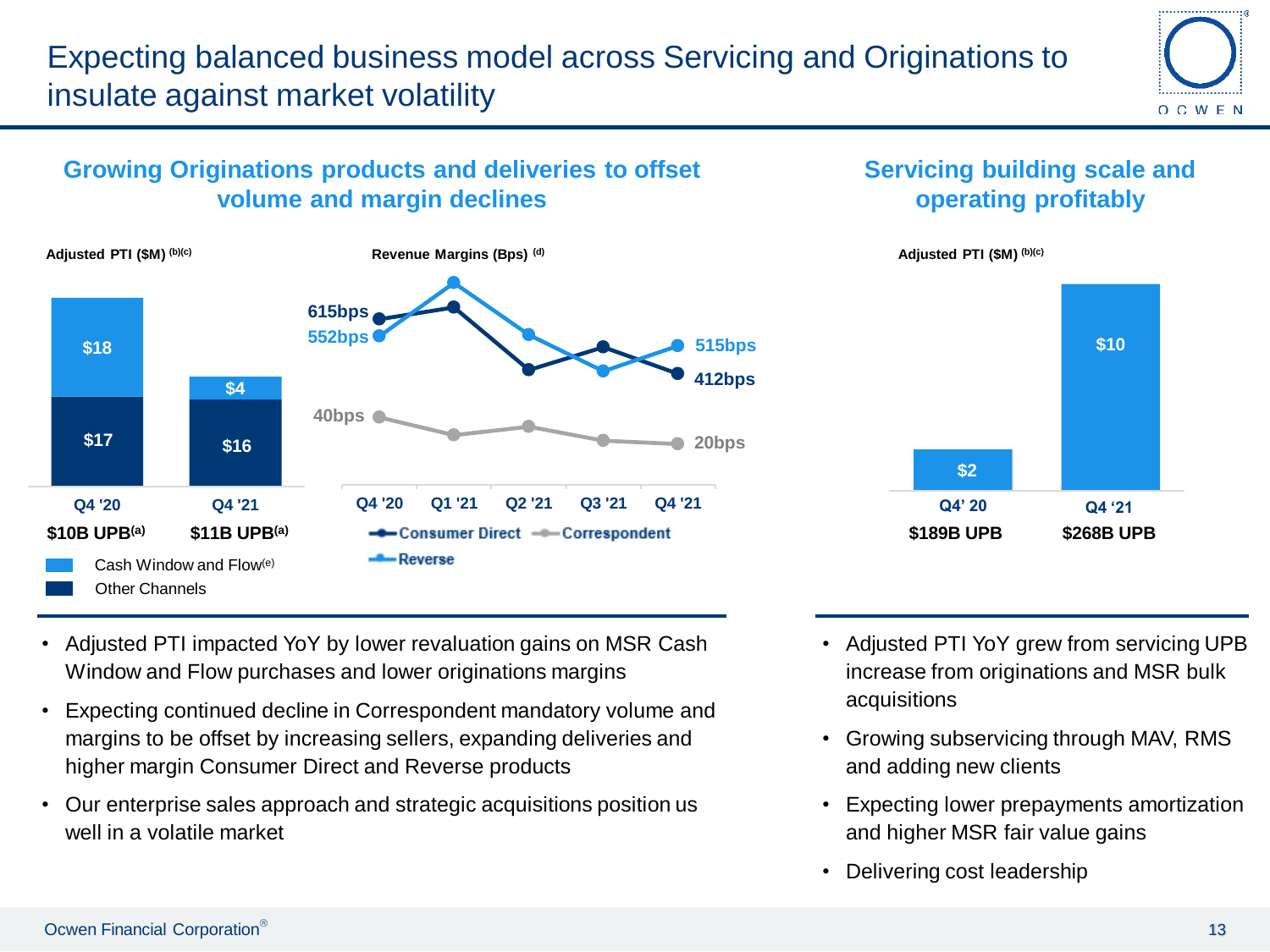# Expecting balanced business model across Servicing and Originations to insulate against market volatility

## Growing Originations products and deliveries to offset volume and margin declines

**Adjusted PTI ($M)** [b][c]

| | Q4 '20 | Q4 '21 |
|---|---|---|
| Cash Window and Flow[e] | $18 | $4 |
| Other Channels | $17 | $16 |
| UPB | $10B UPB[a] | $11B UPB[a] |

**Revenue Margins (Bps)** [d]

| | Q4 '20 | Q1 '21 | Q2 '21 | Q3 '21 | Q4 '21 |
|---|---|---|---|---|---|
| Consumer Direct | 615bps | | | | 412bps |
| Reverse | 552bps | | | | 515bps |
| Correspondent | 40bps | | | | 20bps |

- Adjusted PTI impacted YoY by lower revaluation gains on MSR Cash Window and Flow purchases and lower originations margins
- Expecting continued decline in Correspondent mandatory volume and margins to be offset by increasing sellers, expanding deliveries and higher margin Consumer Direct and Reverse products
- Our enterprise sales approach and strategic acquisitions position us well in a volatile market

## Servicing building scale and operating profitably

**Adjusted PTI ($M)** [b][c]

| | Q4' 20 | Q4 '21 |
|---|---|---|
| Adjusted PTI | $2 | $10 |
| UPB | $189B UPB | $268B UPB |

- Adjusted PTI YoY grew from servicing UPB increase from originations and MSR bulk acquisitions
- Growing subservicing through MAV, RMS and adding new clients
- Expecting lower prepayments amortization and higher MSR fair value gains
- Delivering cost leadership

Ocwen Financial Corporation®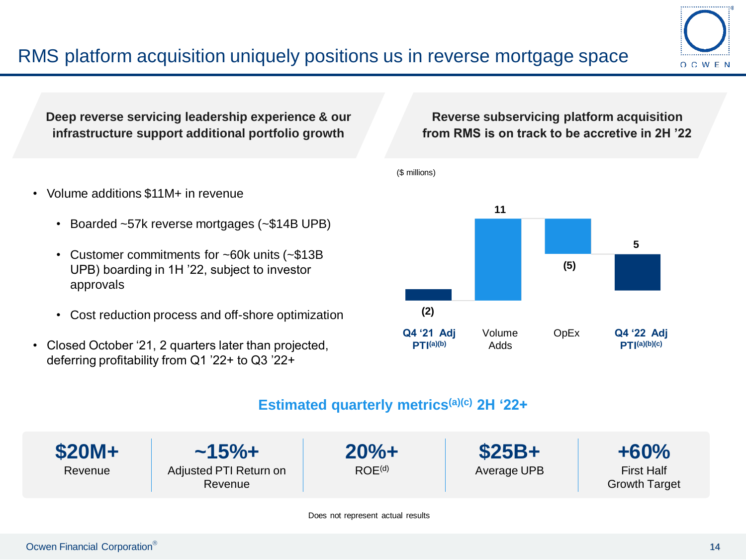# RMS platform acquisition uniquely positions us in reverse mortgage space

**Deep reverse servicing leadership experience & our infrastructure support additional portfolio growth**

- Volume additions $11M+ in revenue
  - Boarded ~57k reverse mortgages (~$14B UPB)
  - Customer commitments for ~60k units (~$13B UPB) boarding in 1H '22, subject to investor approvals
  - Cost reduction process and off-shore optimization
- Closed October '21, 2 quarters later than projected, deferring profitability from Q1 '22+ to Q3 '22+

**Reverse subservicing platform acquisition from RMS is on track to be accretive in 2H '22**

($ millions)

| Q4 '21 Adj PTI[a][b] | Volume Adds | OpEx | Q4 '22 Adj PTI[a][b][c] |
|---|---|---|---|
| (2) | 11 | (5) | 5 |

**Estimated quarterly metrics[a][c] 2H '22+**

| $20M+ | ~15%+ | 20%+ | $25B+ | +60% |
|---|---|---|---|---|
| Revenue | Adjusted PTI Return on Revenue | ROE[d] | Average UPB | First Half Growth Target |

Does not represent actual results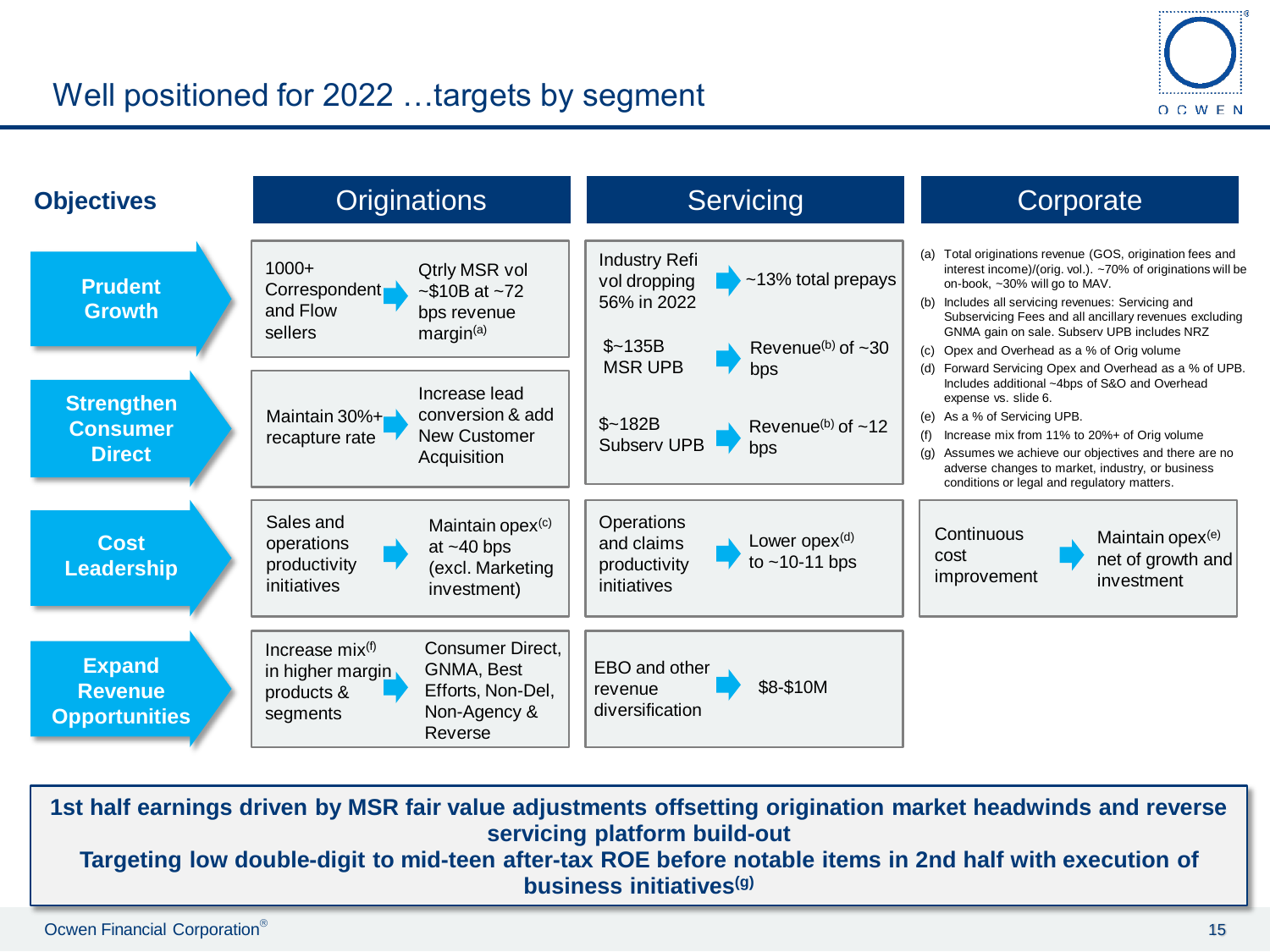# Well positioned for 2022 …targets by segment

| Objectives | Originations | Servicing | Corporate |
|---|---|---|---|
| **Prudent Growth** | 1000+ Correspondent and Flow sellers → Qtrly MSR vol ~$10B at ~72 bps revenue margin[(a)] | Industry Refi vol dropping 56% in 2022 → ~13% total prepays<br>$~135B MSR UPB → Revenue[(b)] of ~30 bps | |
| **Strengthen Consumer Direct** | Maintain 30%+ recapture rate → Increase lead conversion & add New Customer Acquisition | $~182B Subserv UPB → Revenue[(b)] of ~12 bps | |
| **Cost Leadership** | Sales and operations productivity initiatives → Maintain opex[(c)] at ~40 bps (excl. Marketing investment) | Operations and claims productivity initiatives → Lower opex[(d)] to ~10-11 bps | Continuous cost improvement → Maintain opex[(e)] net of growth and investment |
| **Expand Revenue Opportunities** | Increase mix[(f)] in higher margin products & segments → Consumer Direct, GNMA, Best Efforts, Non-Del, Non-Agency & Reverse | EBO and other revenue diversification → $8-$10M | |

(a) Total originations revenue (GOS, origination fees and interest income)/(orig. vol.). ~70% of originations will be on-book, ~30% will go to MAV.
(b) Includes all servicing revenues: Servicing and Subservicing Fees and all ancillary revenues excluding GNMA gain on sale. Subserv UPB includes NRZ
(c) Opex and Overhead as a % of Orig volume
(d) Forward Servicing Opex and Overhead as a % of UPB. Includes additional ~4bps of S&O and Overhead expense vs. slide 6.
(e) As a % of Servicing UPB.
(f) Increase mix from 11% to 20%+ of Orig volume
(g) Assumes we achieve our objectives and there are no adverse changes to market, industry, or business conditions or legal and regulatory matters.

**1st half earnings driven by MSR fair value adjustments offsetting origination market headwinds and reverse servicing platform build-out**
**Targeting low double-digit to mid-teen after-tax ROE before notable items in 2nd half with execution of business initiatives[(g)]**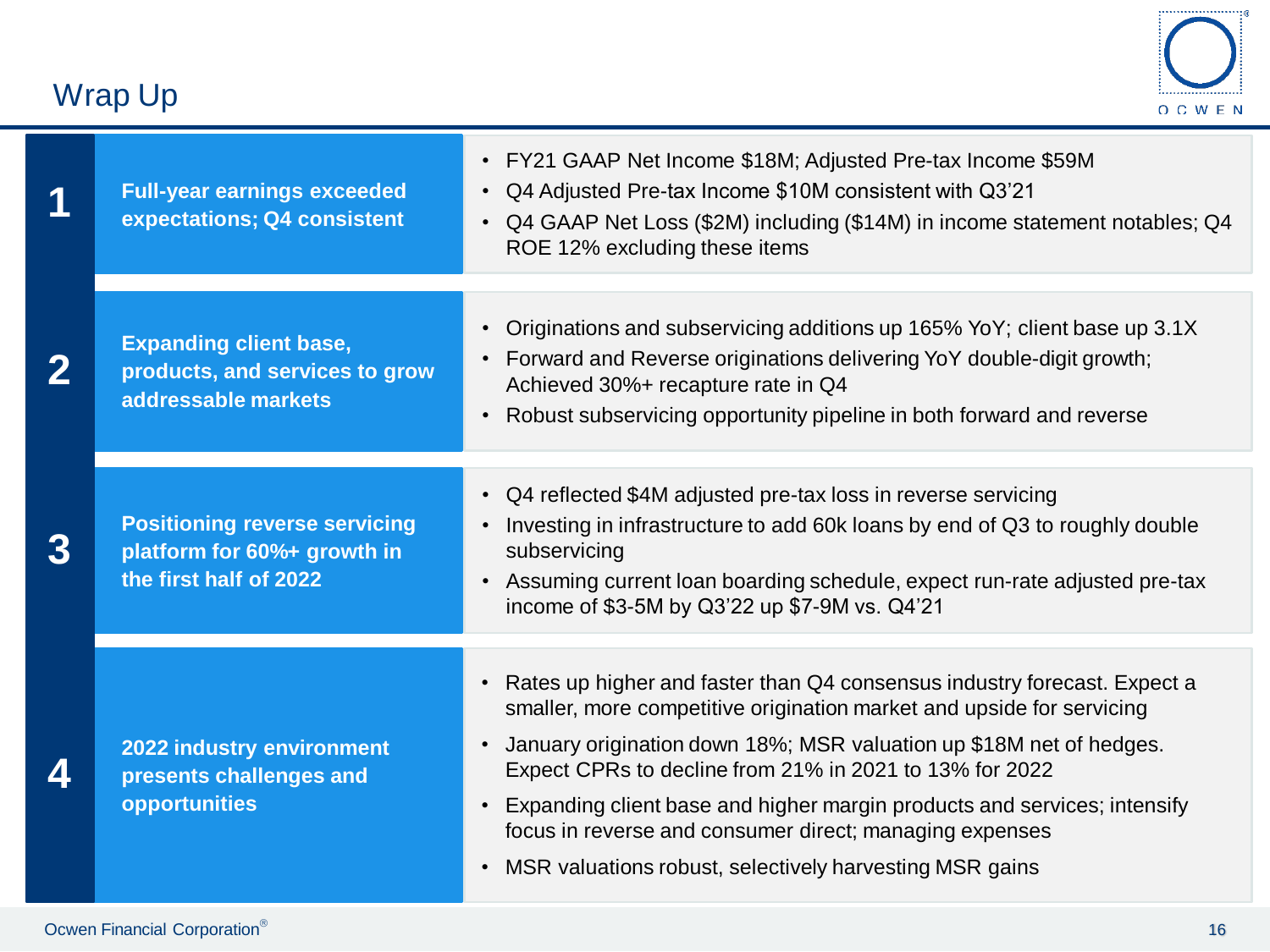# Wrap Up

| | | |
|---|---|---|
| **1** | **Full-year earnings exceeded expectations; Q4 consistent** | • FY21 GAAP Net Income $18M; Adjusted Pre-tax Income $59M<br>• Q4 Adjusted Pre-tax Income $10M consistent with Q3'21<br>• Q4 GAAP Net Loss ($2M) including ($14M) in income statement notables; Q4 ROE 12% excluding these items |
| **2** | **Expanding client base, products, and services to grow addressable markets** | • Originations and subservicing additions up 165% YoY; client base up 3.1X<br>• Forward and Reverse originations delivering YoY double-digit growth; Achieved 30%+ recapture rate in Q4<br>• Robust subservicing opportunity pipeline in both forward and reverse |
| **3** | **Positioning reverse servicing platform for 60%+ growth in the first half of 2022** | • Q4 reflected $4M adjusted pre-tax loss in reverse servicing<br>• Investing in infrastructure to add 60k loans by end of Q3 to roughly double subservicing<br>• Assuming current loan boarding schedule, expect run-rate adjusted pre-tax income of $3-5M by Q3'22 up $7-9M vs. Q4'21 |
| **4** | **2022 industry environment presents challenges and opportunities** | • Rates up higher and faster than Q4 consensus industry forecast. Expect a smaller, more competitive origination market and upside for servicing<br>• January origination down 18%; MSR valuation up $18M net of hedges. Expect CPRs to decline from 21% in 2021 to 13% for 2022<br>• Expanding client base and higher margin products and services; intensify focus in reverse and consumer direct; managing expenses<br>• MSR valuations robust, selectively harvesting MSR gains |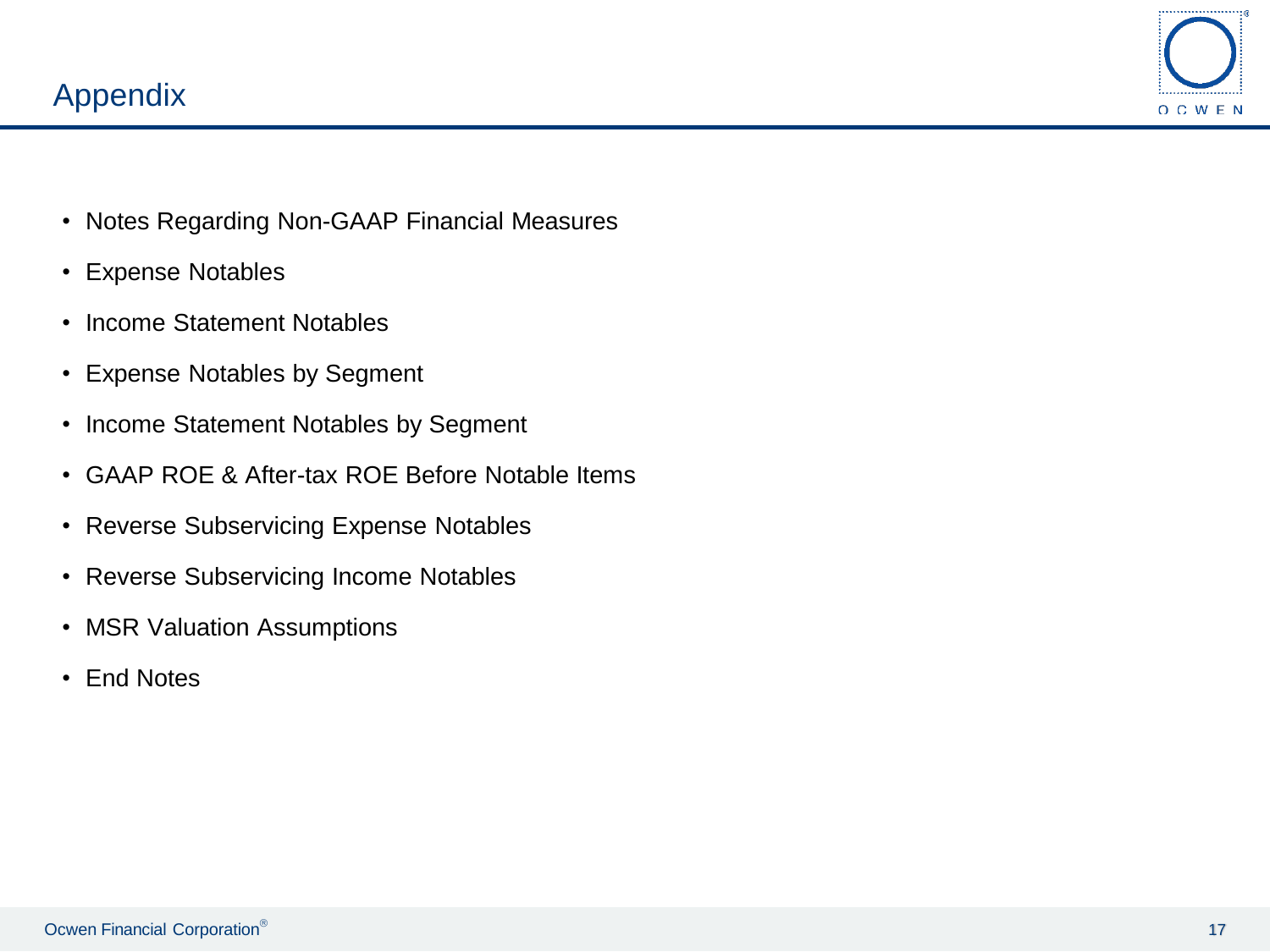# Appendix

- Notes Regarding Non-GAAP Financial Measures
- Expense Notables
- Income Statement Notables
- Expense Notables by Segment
- Income Statement Notables by Segment
- GAAP ROE & After-tax ROE Before Notable Items
- Reverse Subservicing Expense Notables
- Reverse Subservicing Income Notables
- MSR Valuation Assumptions
- End Notes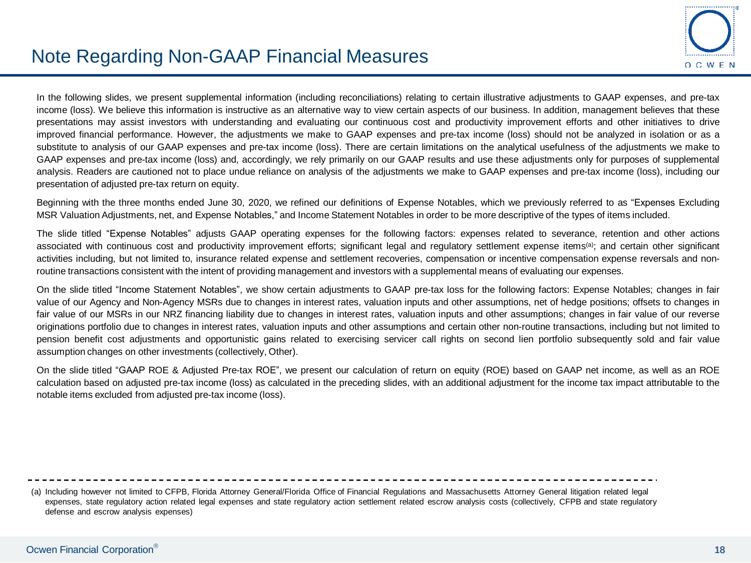# Note Regarding Non-GAAP Financial Measures

In the following slides, we present supplemental information (including reconciliations) relating to certain illustrative adjustments to GAAP expenses, and pre-tax income (loss). We believe this information is instructive as an alternative way to view certain aspects of our business. In addition, management believes that these presentations may assist investors with understanding and evaluating our continuous cost and productivity improvement efforts and other initiatives to drive improved financial performance. However, the adjustments we make to GAAP expenses and pre-tax income (loss) should not be analyzed in isolation or as a substitute to analysis of our GAAP expenses and pre-tax income (loss). There are certain limitations on the analytical usefulness of the adjustments we make to GAAP expenses and pre-tax income (loss) and, accordingly, we rely primarily on our GAAP results and use these adjustments only for purposes of supplemental analysis. Readers are cautioned not to place undue reliance on analysis of the adjustments we make to GAAP expenses and pre-tax income (loss), including our presentation of adjusted pre-tax return on equity.

Beginning with the three months ended June 30, 2020, we refined our definitions of Expense Notables, which we previously referred to as "Expenses Excluding MSR Valuation Adjustments, net, and Expense Notables," and Income Statement Notables in order to be more descriptive of the types of items included.

The slide titled "Expense Notables" adjusts GAAP operating expenses for the following factors: expenses related to severance, retention and other actions associated with continuous cost and productivity improvement efforts; significant legal and regulatory settlement expense items[(a)]; and certain other significant activities including, but not limited to, insurance related expense and settlement recoveries, compensation or incentive compensation expense reversals and non-routine transactions consistent with the intent of providing management and investors with a supplemental means of evaluating our expenses.

On the slide titled "Income Statement Notables", we show certain adjustments to GAAP pre-tax loss for the following factors: Expense Notables; changes in fair value of our Agency and Non-Agency MSRs due to changes in interest rates, valuation inputs and other assumptions, net of hedge positions; offsets to changes in fair value of our MSRs in our NRZ financing liability due to changes in interest rates, valuation inputs and other assumptions; changes in fair value of our reverse originations portfolio due to changes in interest rates, valuation inputs and other assumptions and certain other non-routine transactions, including but not limited to pension benefit cost adjustments and opportunistic gains related to exercising servicer call rights on second lien portfolio subsequently sold and fair value assumption changes on other investments (collectively, Other).

On the slide titled "GAAP ROE & Adjusted Pre-tax ROE", we present our calculation of return on equity (ROE) based on GAAP net income, as well as an ROE calculation based on adjusted pre-tax income (loss) as calculated in the preceding slides, with an additional adjustment for the income tax impact attributable to the notable items excluded from adjusted pre-tax income (loss).

---

(a) Including however not limited to CFPB, Florida Attorney General/Florida Office of Financial Regulations and Massachusetts Attorney General litigation related legal expenses, state regulatory action related legal expenses and state regulatory action settlement related escrow analysis costs (collectively, CFPB and state regulatory defense and escrow analysis expenses)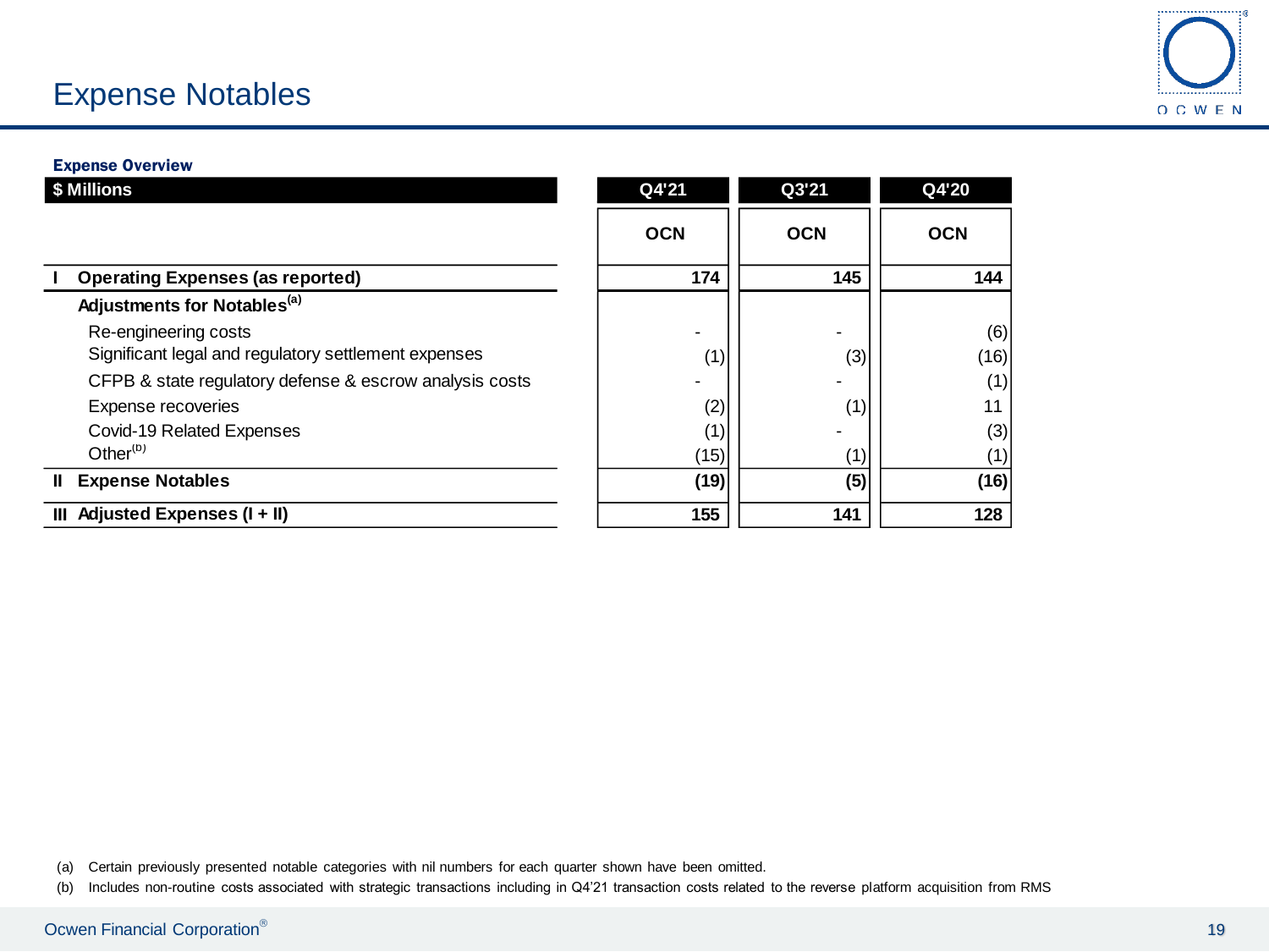# Expense Notables

**Expense Overview**

| $ Millions | Q4'21 | Q3'21 | Q4'20 |
|---|---|---|---|
| | **OCN** | **OCN** | **OCN** |
| **I Operating Expenses (as reported)** | **174** | **145** | **144** |
| **Adjustments for Notables[a]** | | | |
| Re-engineering costs | - | - | (6) |
| Significant legal and regulatory settlement expenses | (1) | (3) | (16) |
| CFPB & state regulatory defense & escrow analysis costs | - | - | (1) |
| Expense recoveries | (2) | (1) | 11 |
| Covid-19 Related Expenses | (1) | - | (3) |
| Other[b] | (15) | (1) | (1) |
| **II Expense Notables** | **(19)** | **(5)** | **(16)** |
| **III Adjusted Expenses (I + II)** | **155** | **141** | **128** |

(a) Certain previously presented notable categories with nil numbers for each quarter shown have been omitted.

(b) Includes non-routine costs associated with strategic transactions including in Q4'21 transaction costs related to the reverse platform acquisition from RMS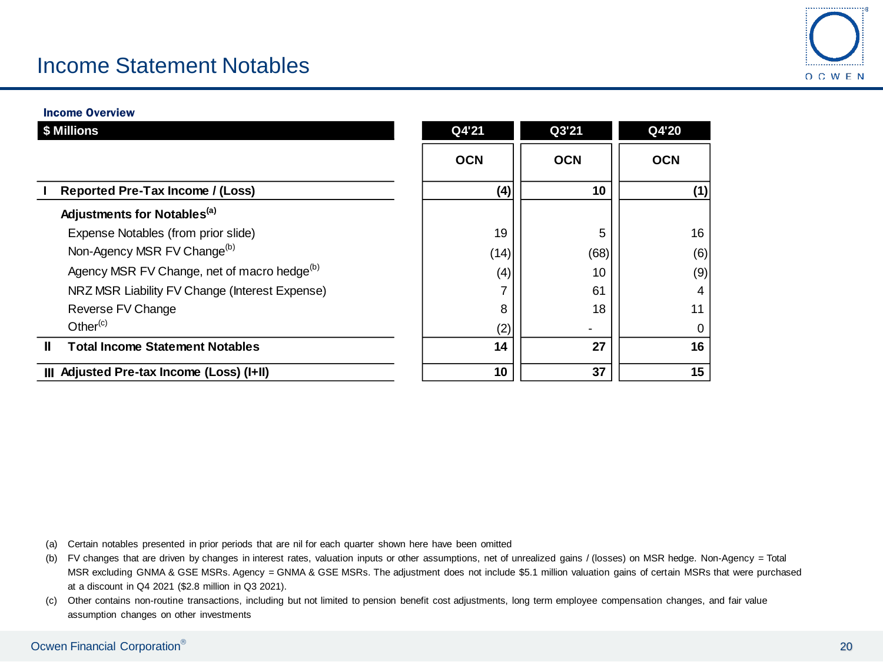# Income Statement Notables

**Income Overview**

| $ Millions | Q4'21 | Q3'21 | Q4'20 |
|---|---|---|---|
| | OCN | OCN | OCN |
| **I Reported Pre-Tax Income / (Loss)** | **(4)** | **10** | **(1)** |
| **Adjustments for Notables[(a)]** | | | |
| Expense Notables (from prior slide) | 19 | 5 | 16 |
| Non-Agency MSR FV Change[(b)] | (14) | (68) | (6) |
| Agency MSR FV Change, net of macro hedge[(b)] | (4) | 10 | (9) |
| NRZ MSR Liability FV Change (Interest Expense) | 7 | 61 | 4 |
| Reverse FV Change | 8 | 18 | 11 |
| Other[(c)] | (2) | - | 0 |
| **II Total Income Statement Notables** | **14** | **27** | **16** |
| **III Adjusted Pre-tax Income (Loss) (I+II)** | **10** | **37** | **15** |

(a) Certain notables presented in prior periods that are nil for each quarter shown here have been omitted

(b) FV changes that are driven by changes in interest rates, valuation inputs or other assumptions, net of unrealized gains / (losses) on MSR hedge. Non-Agency = Total MSR excluding GNMA & GSE MSRs. Agency = GNMA & GSE MSRs. The adjustment does not include $5.1 million valuation gains of certain MSRs that were purchased at a discount in Q4 2021 ($2.8 million in Q3 2021).

(c) Other contains non-routine transactions, including but not limited to pension benefit cost adjustments, long term employee compensation changes, and fair value assumption changes on other investments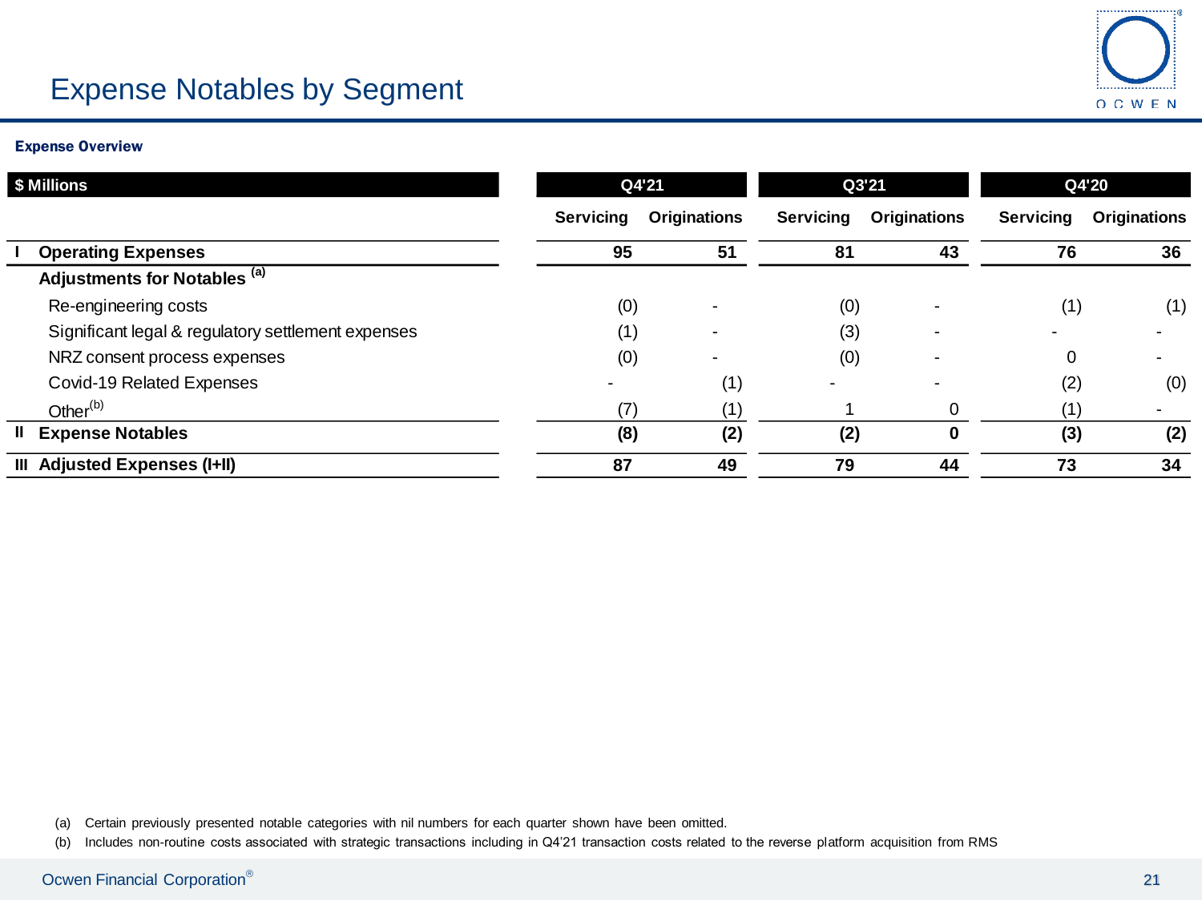# Expense Notables by Segment

**Expense Overview**

| $ Millions | Q4'21 | | Q3'21 | | Q4'20 | |
|---|---|---|---|---|---|---|
| | Servicing | Originations | Servicing | Originations | Servicing | Originations |
| **I Operating Expenses** | **95** | **51** | **81** | **43** | **76** | **36** |
| **Adjustments for Notables** [(a)] | | | | | | |
| Re-engineering costs | (0) | - | (0) | - | (1) | (1) |
| Significant legal & regulatory settlement expenses | (1) | - | (3) | - | - | - |
| NRZ consent process expenses | (0) | - | (0) | - | 0 | - |
| Covid-19 Related Expenses | - | (1) | - | - | (2) | (0) |
| Other[(b)] | (7) | (1) | 1 | 0 | (1) | - |
| **II Expense Notables** | **(8)** | **(2)** | **(2)** | **0** | **(3)** | **(2)** |
| **III Adjusted Expenses (I+II)** | **87** | **49** | **79** | **44** | **73** | **34** |

(a) Certain previously presented notable categories with nil numbers for each quarter shown have been omitted.

(b) Includes non-routine costs associated with strategic transactions including in Q4'21 transaction costs related to the reverse platform acquisition from RMS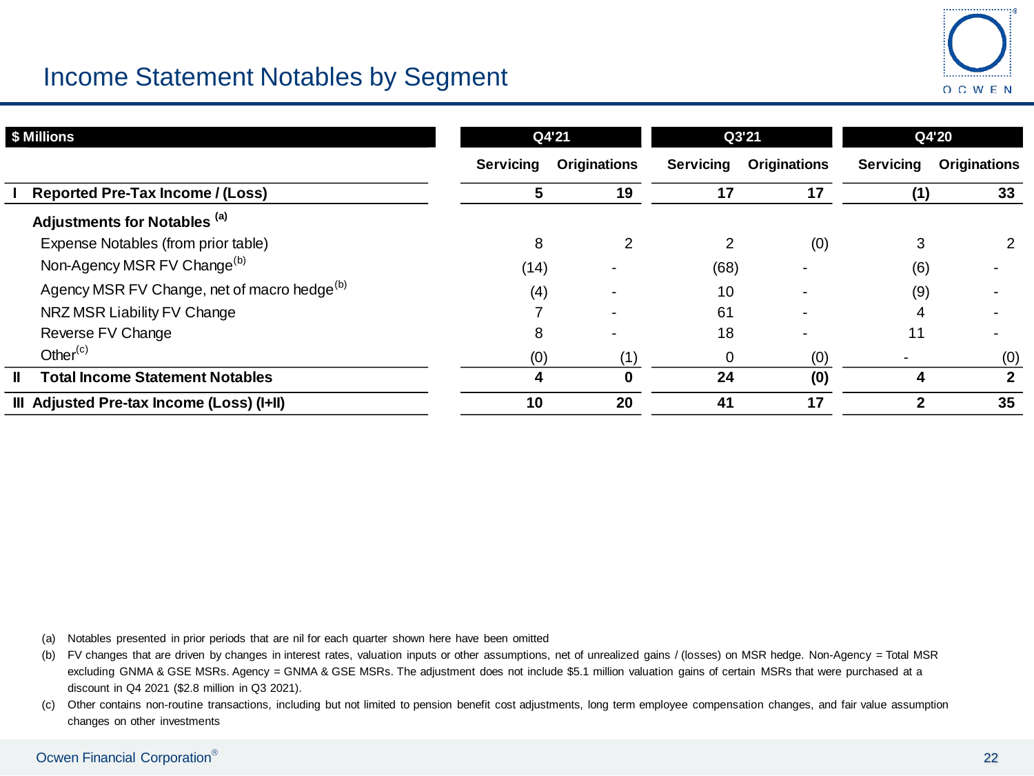# Income Statement Notables by Segment

| $ Millions | Q4'21 | | Q3'21 | | Q4'20 | |
|---|---|---|---|---|---|---|
| | Servicing | Originations | Servicing | Originations | Servicing | Originations |
| **I Reported Pre-Tax Income / (Loss)** | **5** | **19** | **17** | **17** | **(1)** | **33** |
| **Adjustments for Notables** [(a)] | | | | | | |
| Expense Notables (from prior table) | 8 | 2 | 2 | (0) | 3 | 2 |
| Non-Agency MSR FV Change[(b)] | (14) | - | (68) | - | (6) | - |
| Agency MSR FV Change, net of macro hedge[(b)] | (4) | - | 10 | - | (9) | - |
| NRZ MSR Liability FV Change | 7 | - | 61 | - | 4 | - |
| Reverse FV Change | 8 | - | 18 | - | 11 | - |
| Other[(c)] | (0) | (1) | 0 | (0) | - | (0) |
| **II Total Income Statement Notables** | **4** | **0** | **24** | **(0)** | **4** | **2** |
| **III Adjusted Pre-tax Income (Loss) (I+II)** | **10** | **20** | **41** | **17** | **2** | **35** |

(a) Notables presented in prior periods that are nil for each quarter shown here have been omitted

(b) FV changes that are driven by changes in interest rates, valuation inputs or other assumptions, net of unrealized gains / (losses) on MSR hedge. Non-Agency = Total MSR excluding GNMA & GSE MSRs. Agency = GNMA & GSE MSRs. The adjustment does not include $5.1 million valuation gains of certain MSRs that were purchased at a discount in Q4 2021 ($2.8 million in Q3 2021).

(c) Other contains non-routine transactions, including but not limited to pension benefit cost adjustments, long term employee compensation changes, and fair value assumption changes on other investments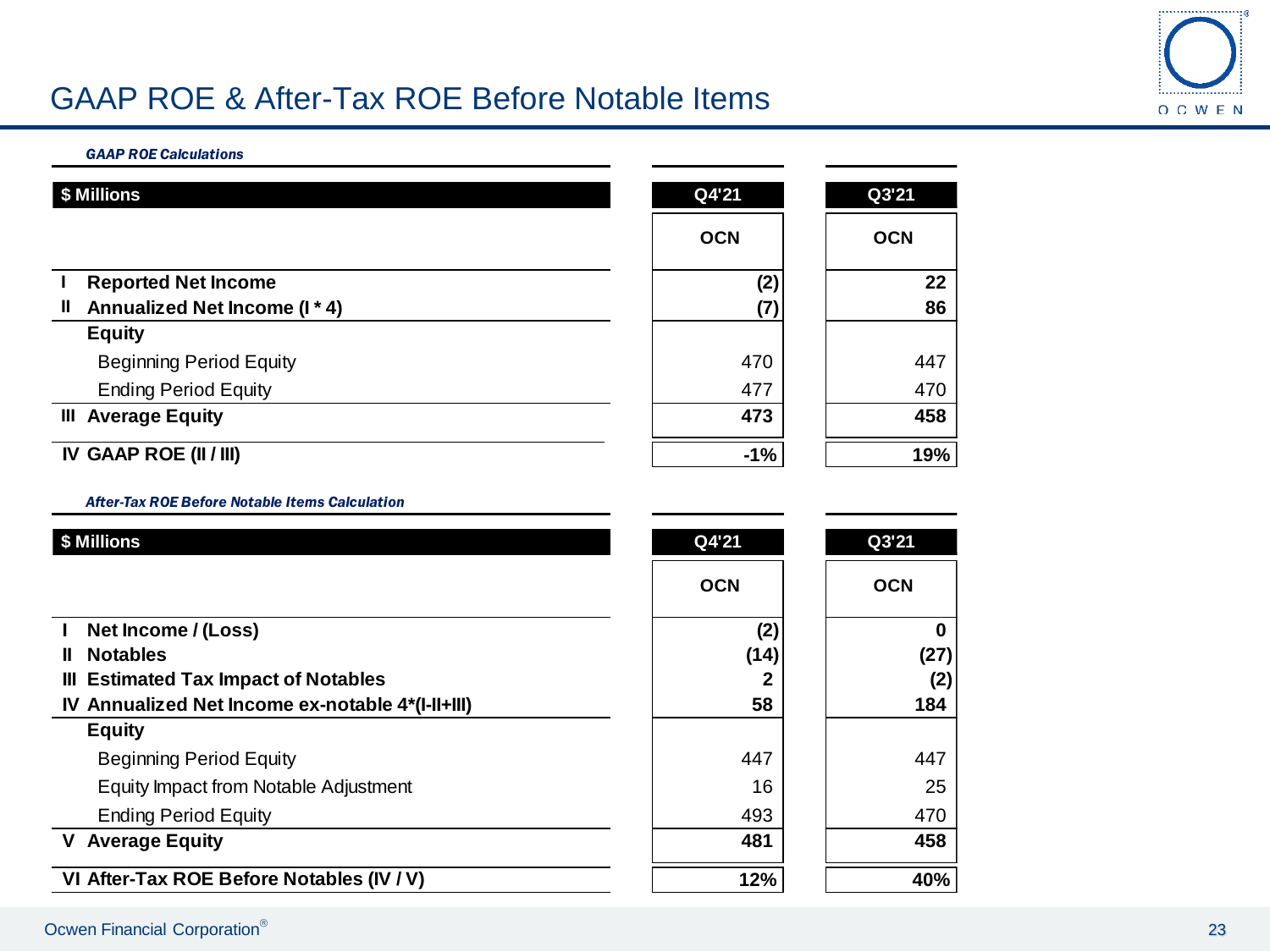# GAAP ROE & After-Tax ROE Before Notable Items

***GAAP ROE Calculations***

| $ Millions | Q4'21 | Q3'21 |
|---|---|---|
| | OCN | OCN |
| **I Reported Net Income** | **(2)** | **22** |
| **II Annualized Net Income (I * 4)** | **(7)** | **86** |
| **Equity** | | |
| Beginning Period Equity | 470 | 447 |
| Ending Period Equity | 477 | 470 |
| **III Average Equity** | **473** | **458** |
| **IV GAAP ROE (II / III)** | **-1%** | **19%** |

***After-Tax ROE Before Notable Items Calculation***

| $ Millions | Q4'21 | Q3'21 |
|---|---|---|
| | OCN | OCN |
| **I Net Income / (Loss)** | **(2)** | **0** |
| **II Notables** | **(14)** | **(27)** |
| **III Estimated Tax Impact of Notables** | **2** | **(2)** |
| **IV Annualized Net Income ex-notable 4*(I-II+III)** | **58** | **184** |
| **Equity** | | |
| Beginning Period Equity | 447 | 447 |
| Equity Impact from Notable Adjustment | 16 | 25 |
| Ending Period Equity | 493 | 470 |
| **V Average Equity** | **481** | **458** |
| **VI After-Tax ROE Before Notables (IV / V)** | **12%** | **40%** |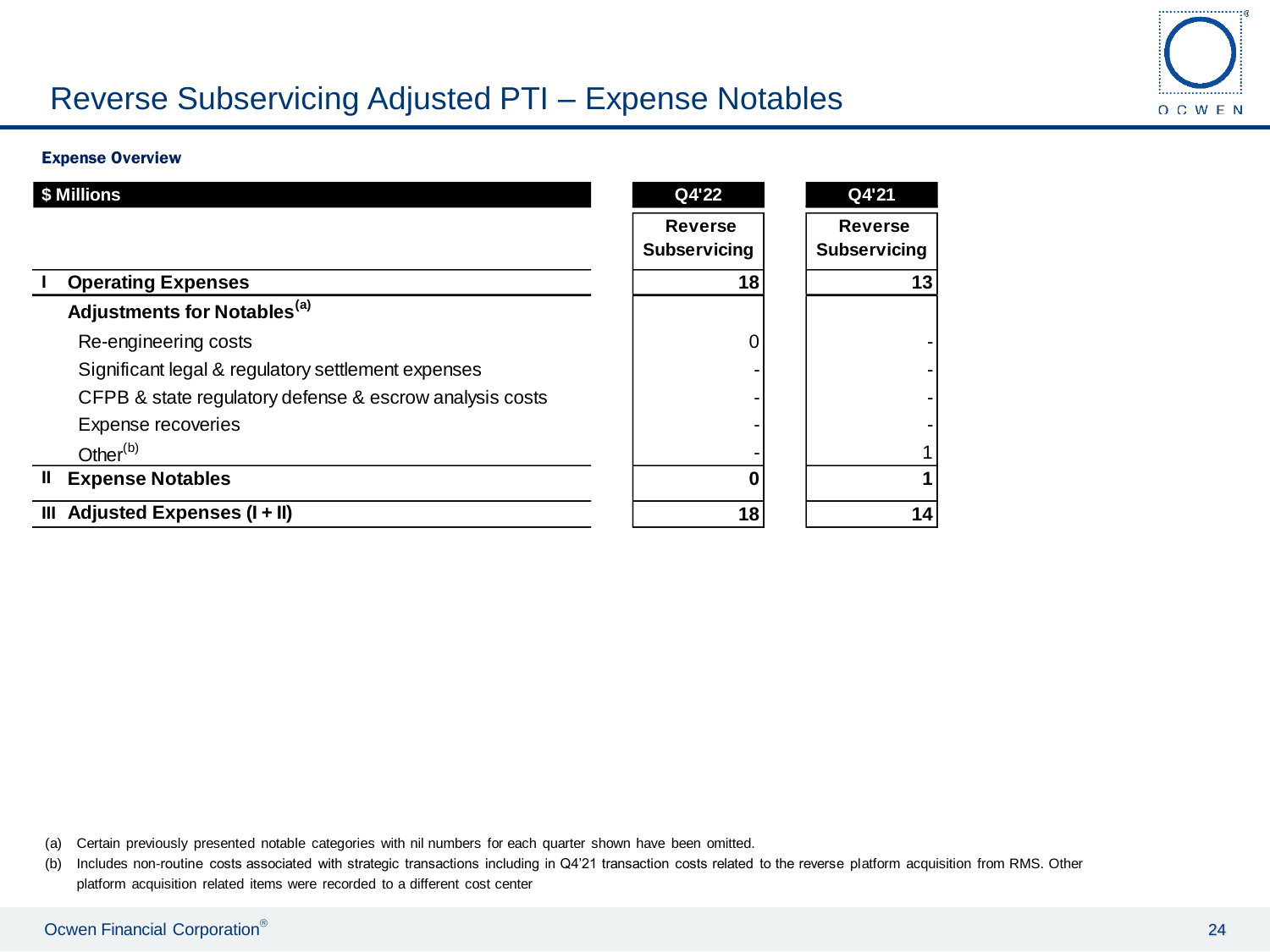# Reverse Subservicing Adjusted PTI – Expense Notables

**Expense Overview**

| $ Millions | Q4'22 Reverse Subservicing | Q4'21 Reverse Subservicing |
|---|---|---|
| **I Operating Expenses** | **18** | **13** |
| **Adjustments for Notables**[(a)] | | |
| Re-engineering costs | 0 | - |
| Significant legal & regulatory settlement expenses | - | - |
| CFPB & state regulatory defense & escrow analysis costs | - | - |
| Expense recoveries | - | - |
| Other[(b)] | - | 1 |
| **II Expense Notables** | **0** | **1** |
| **III Adjusted Expenses (I + II)** | **18** | **14** |

(a) Certain previously presented notable categories with nil numbers for each quarter shown have been omitted.

(b) Includes non-routine costs associated with strategic transactions including in Q4'21 transaction costs related to the reverse platform acquisition from RMS. Other platform acquisition related items were recorded to a different cost center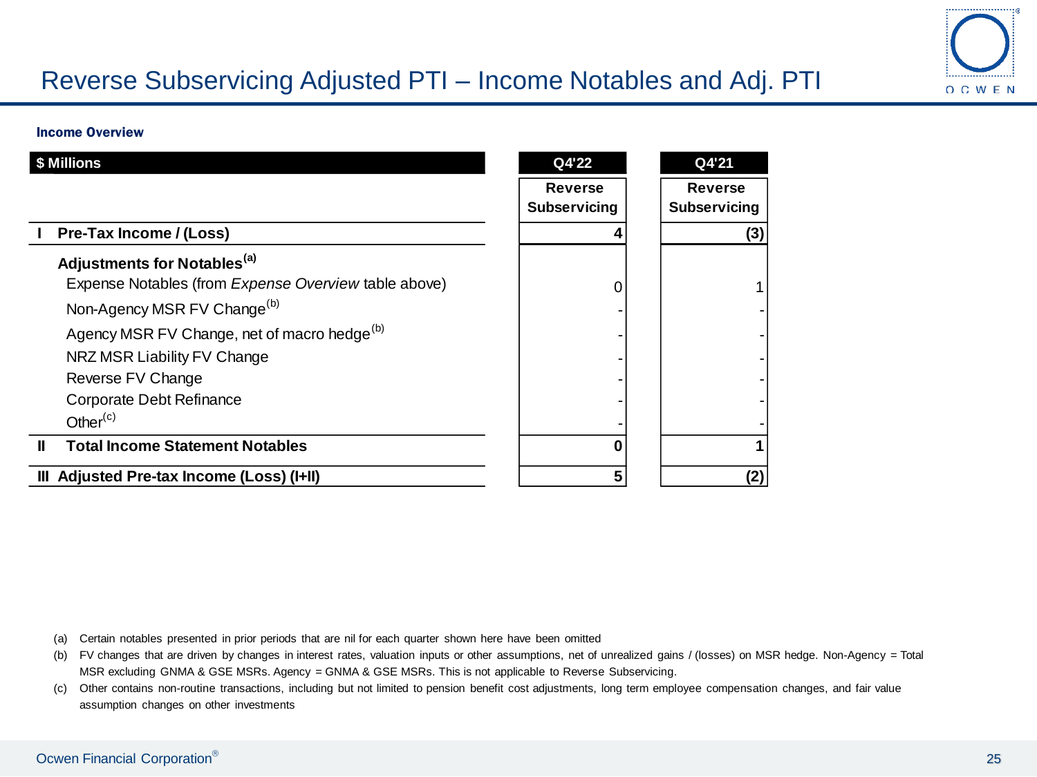# Reverse Subservicing Adjusted PTI – Income Notables and Adj. PTI

**Income Overview**

| $ Millions | Q4'22 Reverse Subservicing | Q4'21 Reverse Subservicing |
|---|---|---|
| **I Pre-Tax Income / (Loss)** | **4** | **(3)** |
| **Adjustments for Notables[(a)]** | | |
| Expense Notables (from *Expense Overview* table above) | 0 | 1 |
| Non-Agency MSR FV Change[(b)] | - | - |
| Agency MSR FV Change, net of macro hedge[(b)] | - | - |
| NRZ MSR Liability FV Change | - | - |
| Reverse FV Change | - | - |
| Corporate Debt Refinance | - | - |
| Other[(c)] | - | - |
| **II Total Income Statement Notables** | **0** | **1** |
| **III Adjusted Pre-tax Income (Loss) (I+II)** | **5** | **(2)** |

(a) Certain notables presented in prior periods that are nil for each quarter shown here have been omitted

(b) FV changes that are driven by changes in interest rates, valuation inputs or other assumptions, net of unrealized gains / (losses) on MSR hedge. Non-Agency = Total MSR excluding GNMA & GSE MSRs. Agency = GNMA & GSE MSRs. This is not applicable to Reverse Subservicing.

(c) Other contains non-routine transactions, including but not limited to pension benefit cost adjustments, long term employee compensation changes, and fair value assumption changes on other investments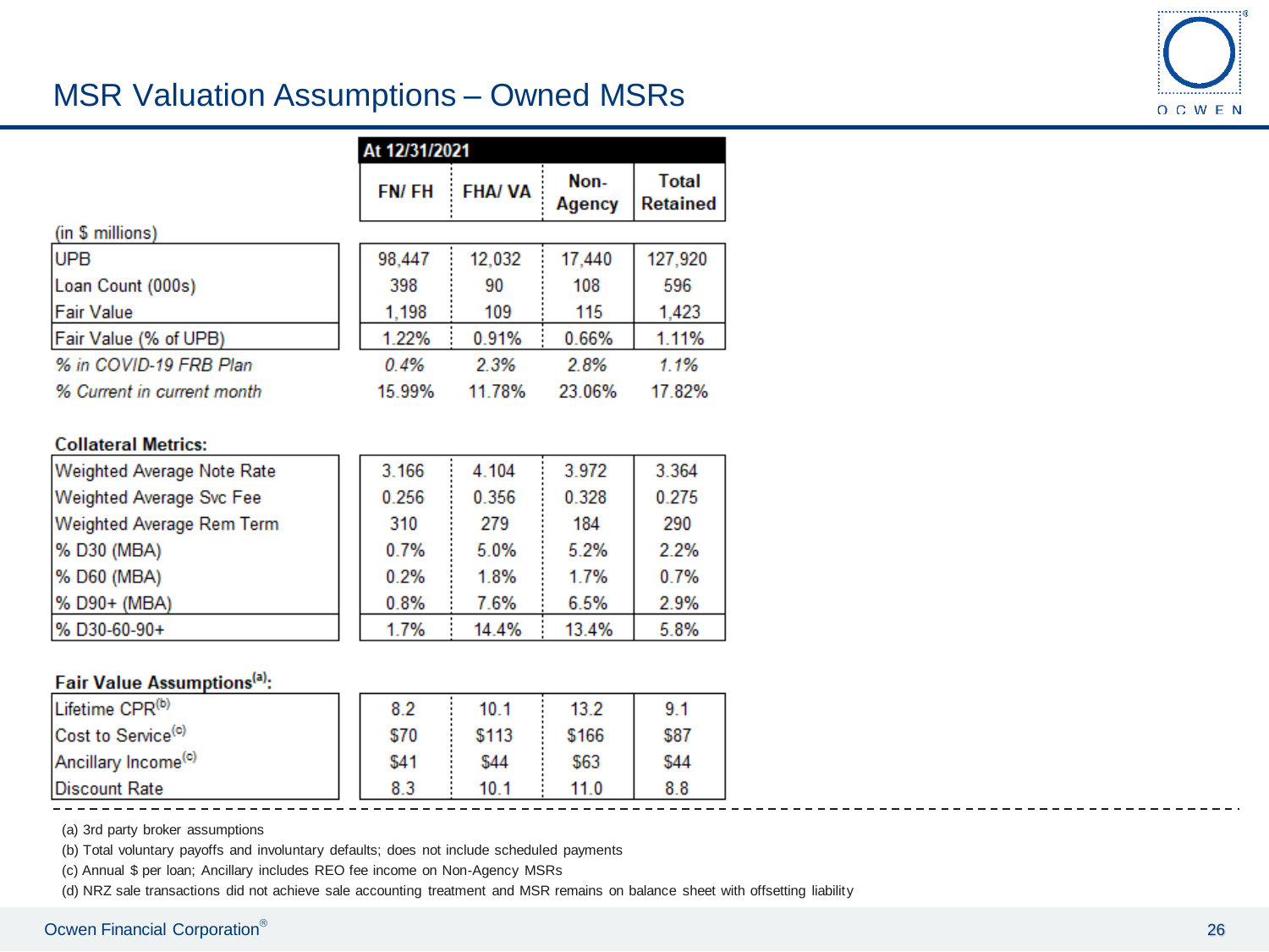# MSR Valuation Assumptions – Owned MSRs

| At 12/31/2021 | FN/ FH | FHA/ VA | Non-Agency | Total Retained |
|---|---|---|---|---|
| (in $ millions) | | | | |
| UPB | 98,447 | 12,032 | 17,440 | 127,920 |
| Loan Count (000s) | 398 | 90 | 108 | 596 |
| Fair Value | 1,198 | 109 | 115 | 1,423 |
| Fair Value (% of UPB) | 1.22% | 0.91% | 0.66% | 1.11% |
| *% in COVID-19 FRB Plan* | *0.4%* | *2.3%* | *2.8%* | *1.1%* |
| *% Current in current month* | 15.99% | 11.78% | 23.06% | 17.82% |
| **Collateral Metrics:** | | | | |
| Weighted Average Note Rate | 3.166 | 4.104 | 3.972 | 3.364 |
| Weighted Average Svc Fee | 0.256 | 0.356 | 0.328 | 0.275 |
| Weighted Average Rem Term | 310 | 279 | 184 | 290 |
| % D30 (MBA) | 0.7% | 5.0% | 5.2% | 2.2% |
| % D60 (MBA) | 0.2% | 1.8% | 1.7% | 0.7% |
| % D90+ (MBA) | 0.8% | 7.6% | 6.5% | 2.9% |
| % D30-60-90+ | 1.7% | 14.4% | 13.4% | 5.8% |
| **Fair Value Assumptions[(a)]:** | | | | |
| Lifetime CPR[(b)] | 8.2 | 10.1 | 13.2 | 9.1 |
| Cost to Service[(c)] | $70 | $113 | $166 | $87 |
| Ancillary Income[(c)] | $41 | $44 | $63 | $44 |
| Discount Rate | 8.3 | 10.1 | 11.0 | 8.8 |

(a) 3rd party broker assumptions

(b) Total voluntary payoffs and involuntary defaults; does not include scheduled payments

(c) Annual $ per loan; Ancillary includes REO fee income on Non-Agency MSRs

(d) NRZ sale transactions did not achieve sale accounting treatment and MSR remains on balance sheet with offsetting liability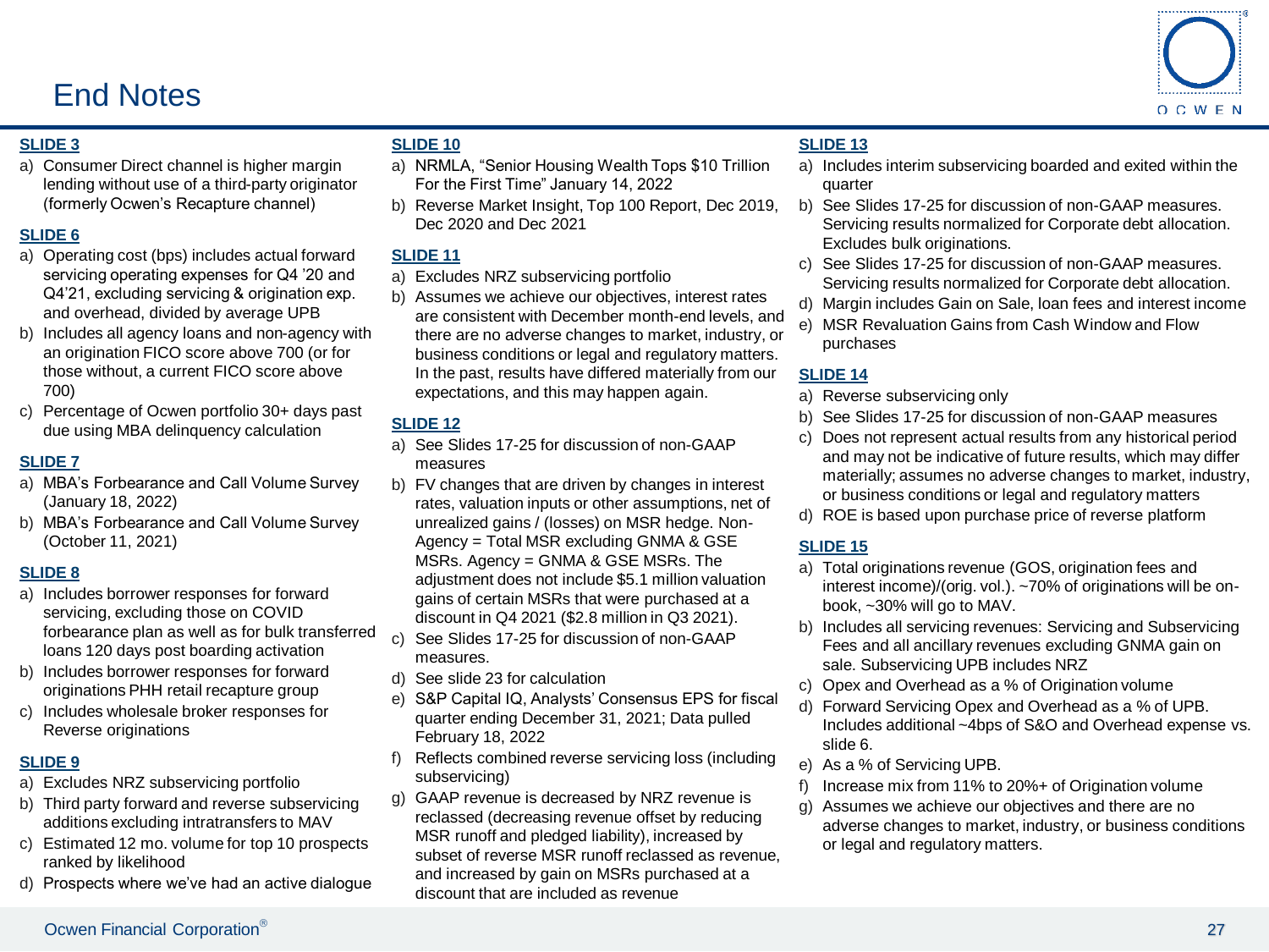# End Notes

**SLIDE 3**

a) Consumer Direct channel is higher margin lending without use of a third-party originator (formerly Ocwen's Recapture channel)

**SLIDE 6**

a) Operating cost (bps) includes actual forward servicing operating expenses for Q4 '20 and Q4'21, excluding servicing & origination exp. and overhead, divided by average UPB
b) Includes all agency loans and non-agency with an origination FICO score above 700 (or for those without, a current FICO score above 700)
c) Percentage of Ocwen portfolio 30+ days past due using MBA delinquency calculation

**SLIDE 7**

a) MBA's Forbearance and Call Volume Survey (January 18, 2022)
b) MBA's Forbearance and Call Volume Survey (October 11, 2021)

**SLIDE 8**

a) Includes borrower responses for forward servicing, excluding those on COVID forbearance plan as well as for bulk transferred loans 120 days post boarding activation
b) Includes borrower responses for forward originations PHH retail recapture group
c) Includes wholesale broker responses for Reverse originations

**SLIDE 9**

a) Excludes NRZ subservicing portfolio
b) Third party forward and reverse subservicing additions excluding intratransfers to MAV
c) Estimated 12 mo. volume for top 10 prospects ranked by likelihood
d) Prospects where we've had an active dialogue

**SLIDE 10**

a) NRMLA, "Senior Housing Wealth Tops $10 Trillion For the First Time" January 14, 2022
b) Reverse Market Insight, Top 100 Report, Dec 2019, Dec 2020 and Dec 2021

**SLIDE 11**

a) Excludes NRZ subservicing portfolio
b) Assumes we achieve our objectives, interest rates are consistent with December month-end levels, and there are no adverse changes to market, industry, or business conditions or legal and regulatory matters. In the past, results have differed materially from our expectations, and this may happen again.

**SLIDE 12**

a) See Slides 17-25 for discussion of non-GAAP measures
b) FV changes that are driven by changes in interest rates, valuation inputs or other assumptions, net of unrealized gains / (losses) on MSR hedge. Non-Agency = Total MSR excluding GNMA & GSE MSRs. Agency = GNMA & GSE MSRs. The adjustment does not include $5.1 million valuation gains of certain MSRs that were purchased at a discount in Q4 2021 ($2.8 million in Q3 2021).
c) See Slides 17-25 for discussion of non-GAAP measures.
d) See slide 23 for calculation
e) S&P Capital IQ, Analysts' Consensus EPS for fiscal quarter ending December 31, 2021; Data pulled February 18, 2022
f) Reflects combined reverse servicing loss (including subservicing)
g) GAAP revenue is decreased by NRZ revenue is reclassed (decreasing revenue offset by reducing MSR runoff and pledged liability), increased by subset of reverse MSR runoff reclassed as revenue, and increased by gain on MSRs purchased at a discount that are included as revenue

**SLIDE 13**

a) Includes interim subservicing boarded and exited within the quarter
b) See Slides 17-25 for discussion of non-GAAP measures. Servicing results normalized for Corporate debt allocation. Excludes bulk originations.
c) See Slides 17-25 for discussion of non-GAAP measures. Servicing results normalized for Corporate debt allocation.
d) Margin includes Gain on Sale, loan fees and interest income
e) MSR Revaluation Gains from Cash Window and Flow purchases

**SLIDE 14**

a) Reverse subservicing only
b) See Slides 17-25 for discussion of non-GAAP measures
c) Does not represent actual results from any historical period and may not be indicative of future results, which may differ materially; assumes no adverse changes to market, industry, or business conditions or legal and regulatory matters
d) ROE is based upon purchase price of reverse platform

**SLIDE 15**

a) Total originations revenue (GOS, origination fees and interest income)/(orig. vol.). ~70% of originations will be on-book, ~30% will go to MAV.
b) Includes all servicing revenues: Servicing and Subservicing Fees and all ancillary revenues excluding GNMA gain on sale. Subservicing UPB includes NRZ
c) Opex and Overhead as a % of Origination volume
d) Forward Servicing Opex and Overhead as a % of UPB. Includes additional ~4bps of S&O and Overhead expense vs. slide 6.
e) As a % of Servicing UPB.
f) Increase mix from 11% to 20%+ of Origination volume
g) Assumes we achieve our objectives and there are no adverse changes to market, industry, or business conditions or legal and regulatory matters.